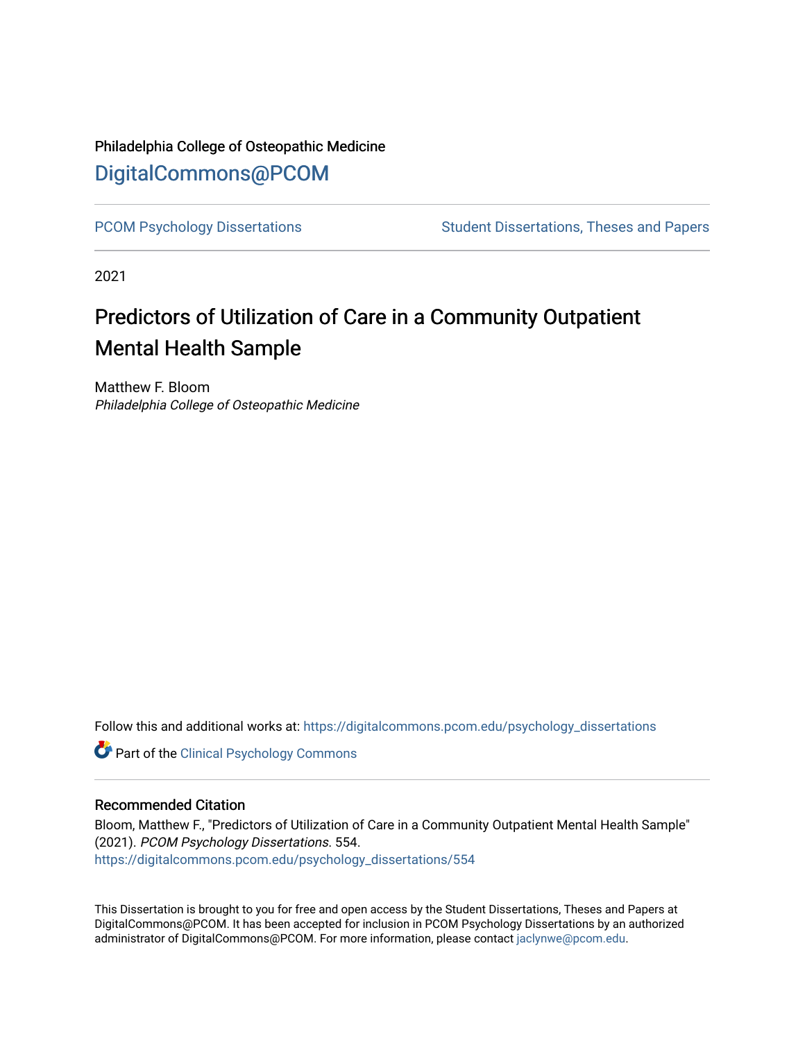Philadelphia College of Osteopathic Medicine

DigitalCommons@PCOM

PCOM Psychology Dissertations | Student Dissertations, Theses and Papers

2021

# Predictors of Utilization of Care in a Community Outpatient Mental Health Sample

Matthew F. Bloom
*Philadelphia College of Osteopathic Medicine*

Follow this and additional works at: https://digitalcommons.pcom.edu/psychology_dissertations

Part of the Clinical Psychology Commons

### Recommended Citation

Bloom, Matthew F., "Predictors of Utilization of Care in a Community Outpatient Mental Health Sample" (2021). *PCOM Psychology Dissertations*. 554.
https://digitalcommons.pcom.edu/psychology_dissertations/554

This Dissertation is brought to you for free and open access by the Student Dissertations, Theses and Papers at DigitalCommons@PCOM. It has been accepted for inclusion in PCOM Psychology Dissertations by an authorized administrator of DigitalCommons@PCOM. For more information, please contact jaclynwe@pcom.edu.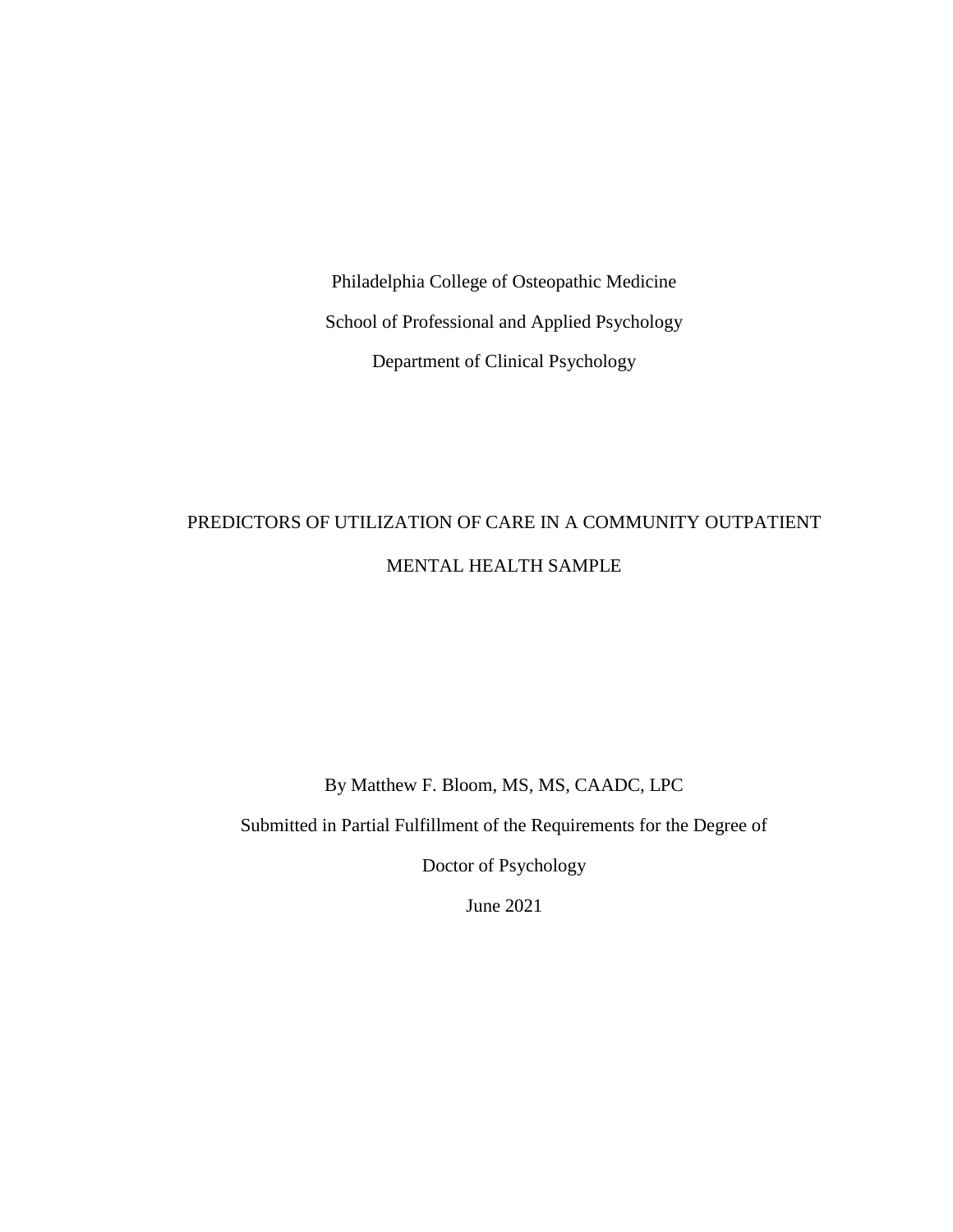Philadelphia College of Osteopathic Medicine

School of Professional and Applied Psychology

Department of Clinical Psychology

# PREDICTORS OF UTILIZATION OF CARE IN A COMMUNITY OUTPATIENT MENTAL HEALTH SAMPLE

By Matthew F. Bloom, MS, MS, CAADC, LPC

Submitted in Partial Fulfillment of the Requirements for the Degree of

Doctor of Psychology

June 2021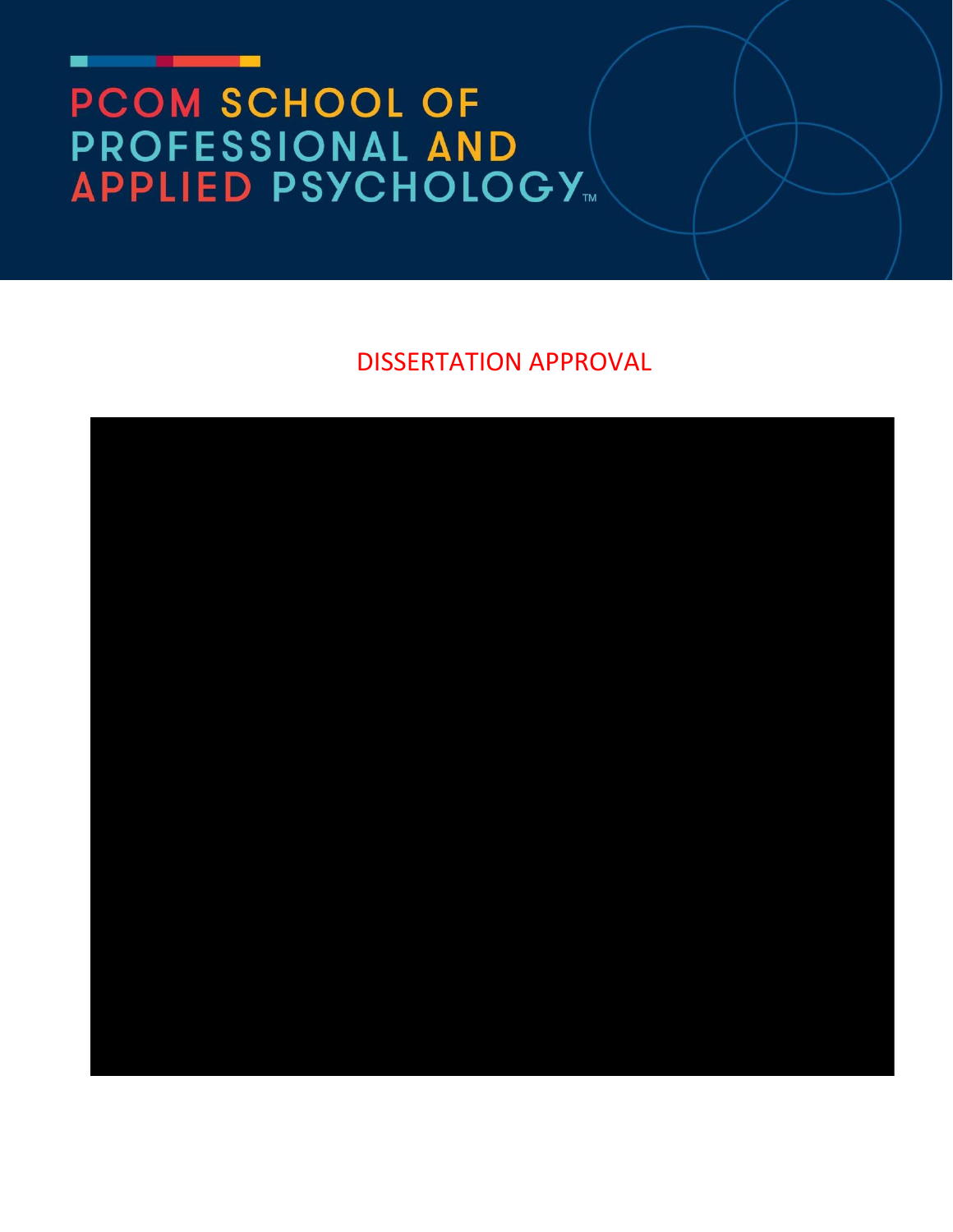# PCOM SCHOOL OF PROFESSIONAL AND APPLIED PSYCHOLOGY™

## DISSERTATION APPROVAL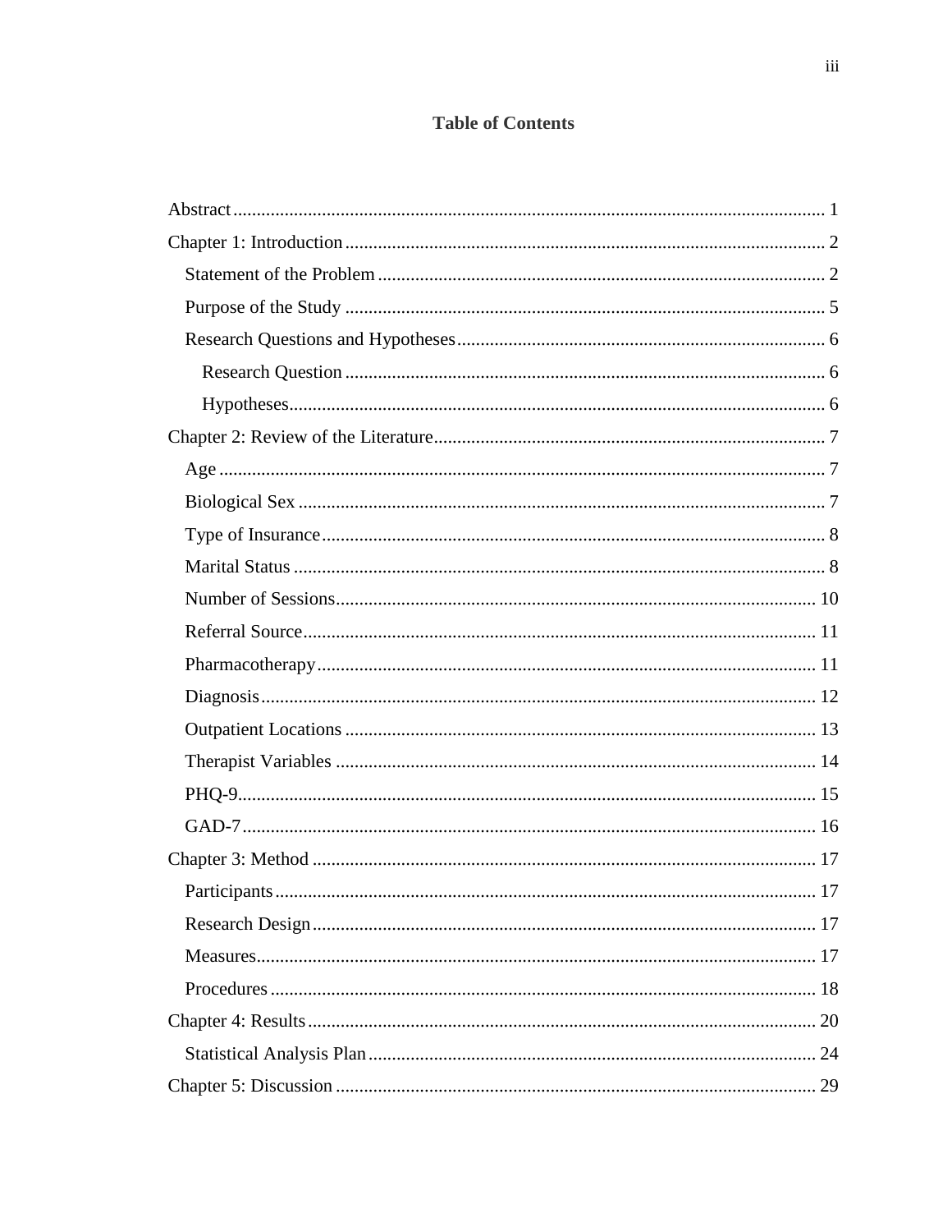# Table of Contents

Abstract ........................................................................................................................ 1

Chapter 1: Introduction ................................................................................................. 2

- Statement of the Problem ........................................................................................ 2
- Purpose of the Study ............................................................................................... 5
- Research Questions and Hypotheses ....................................................................... 6
  - Research Question .............................................................................................. 6
  - Hypotheses .......................................................................................................... 6

Chapter 2: Review of the Literature ............................................................................... 7

- Age .......................................................................................................................... 7
- Biological Sex .......................................................................................................... 7
- Type of Insurance ..................................................................................................... 8
- Marital Status ........................................................................................................... 8
- Number of Sessions ................................................................................................ 10
- Referral Source ....................................................................................................... 11
- Pharmacotherapy .................................................................................................... 11
- Diagnosis ................................................................................................................ 12
- Outpatient Locations ............................................................................................... 13
- Therapist Variables ................................................................................................. 14
- PHQ-9 ..................................................................................................................... 15
- GAD-7 .................................................................................................................... 16

Chapter 3: Method ....................................................................................................... 17

- Participants ............................................................................................................. 17
- Research Design ..................................................................................................... 17
- Measures ................................................................................................................. 17
- Procedures .............................................................................................................. 18

Chapter 4: Results ........................................................................................................ 20

- Statistical Analysis Plan ......................................................................................... 24

Chapter 5: Discussion .................................................................................................. 29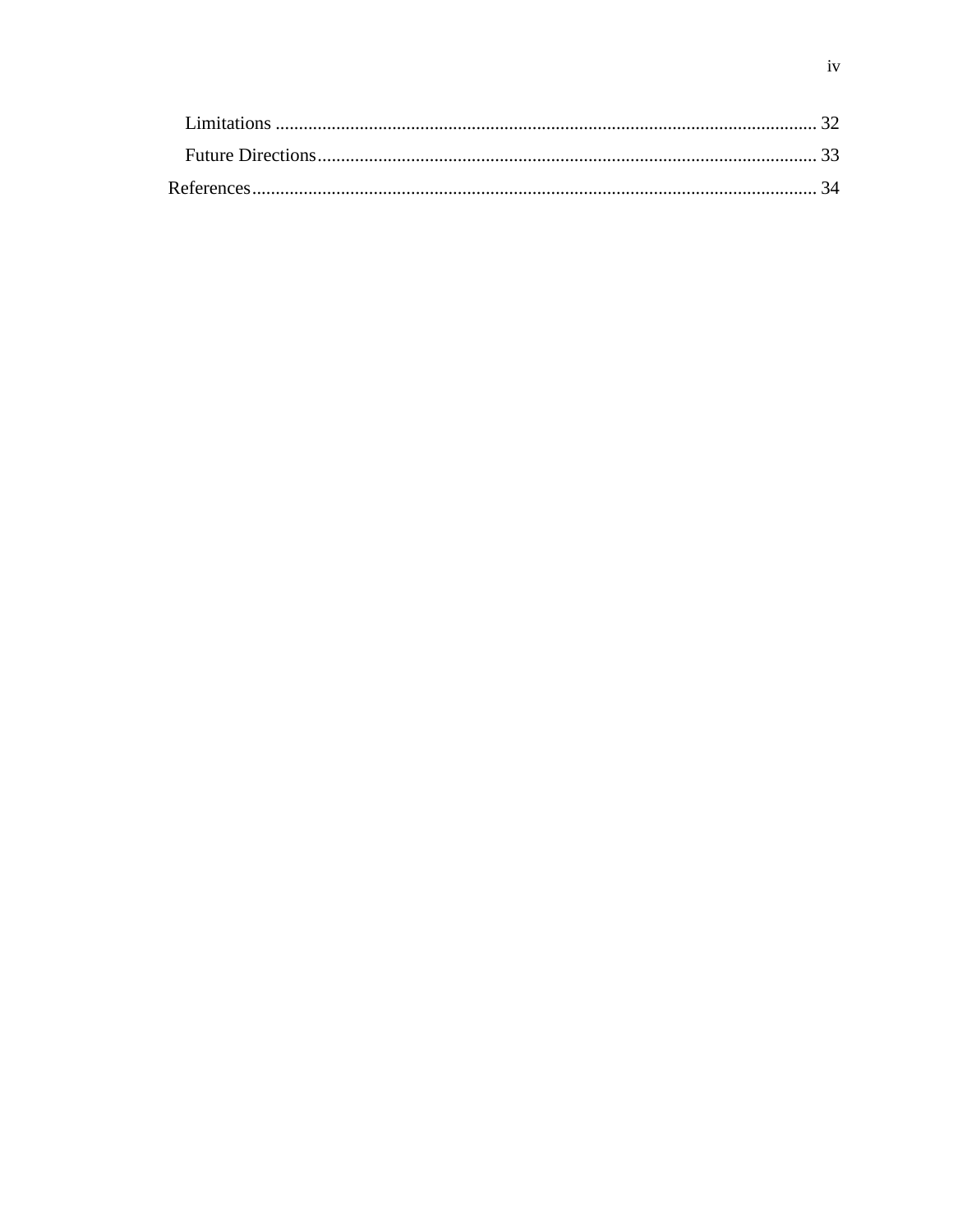Limitations .................................................................................................................. 32

Future Directions........................................................................................................ 33

References.......................................................................................................................... 34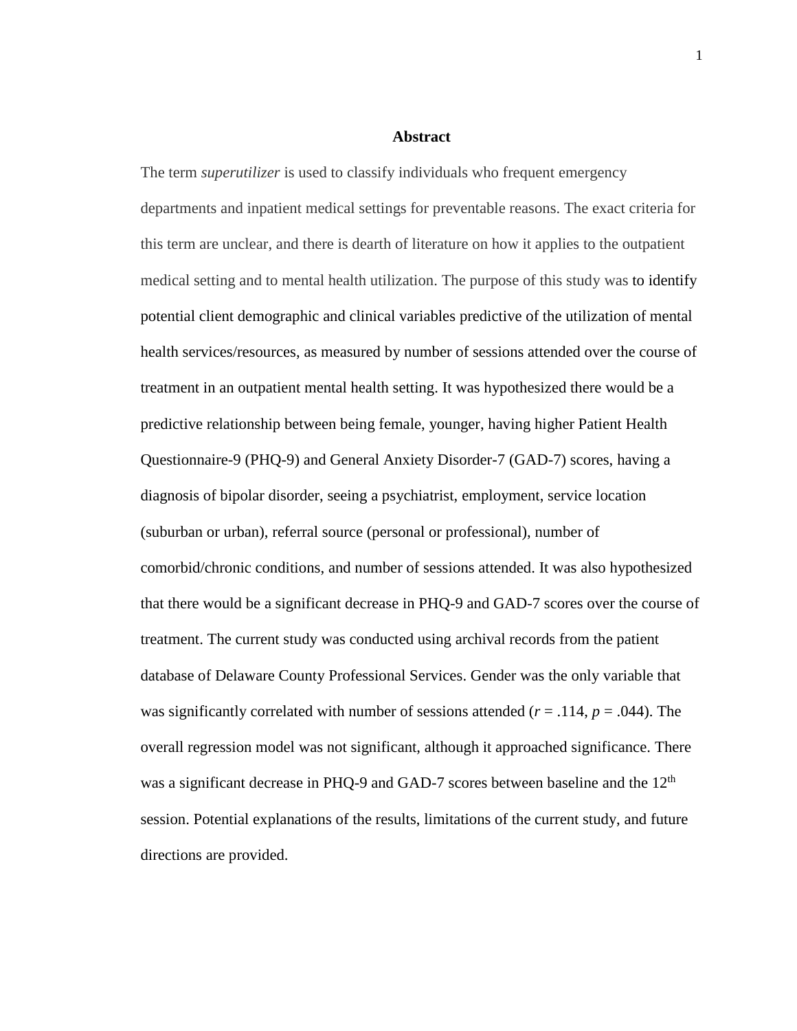# Abstract

The term *superutilizer* is used to classify individuals who frequent emergency departments and inpatient medical settings for preventable reasons. The exact criteria for this term are unclear, and there is dearth of literature on how it applies to the outpatient medical setting and to mental health utilization. The purpose of this study was to identify potential client demographic and clinical variables predictive of the utilization of mental health services/resources, as measured by number of sessions attended over the course of treatment in an outpatient mental health setting. It was hypothesized there would be a predictive relationship between being female, younger, having higher Patient Health Questionnaire-9 (PHQ-9) and General Anxiety Disorder-7 (GAD-7) scores, having a diagnosis of bipolar disorder, seeing a psychiatrist, employment, service location (suburban or urban), referral source (personal or professional), number of comorbid/chronic conditions, and number of sessions attended. It was also hypothesized that there would be a significant decrease in PHQ-9 and GAD-7 scores over the course of treatment. The current study was conducted using archival records from the patient database of Delaware County Professional Services. Gender was the only variable that was significantly correlated with number of sessions attended ($r = .114$, $p = .044$). The overall regression model was not significant, although it approached significance. There was a significant decrease in PHQ-9 and GAD-7 scores between baseline and the 12$^{th}$ session. Potential explanations of the results, limitations of the current study, and future directions are provided.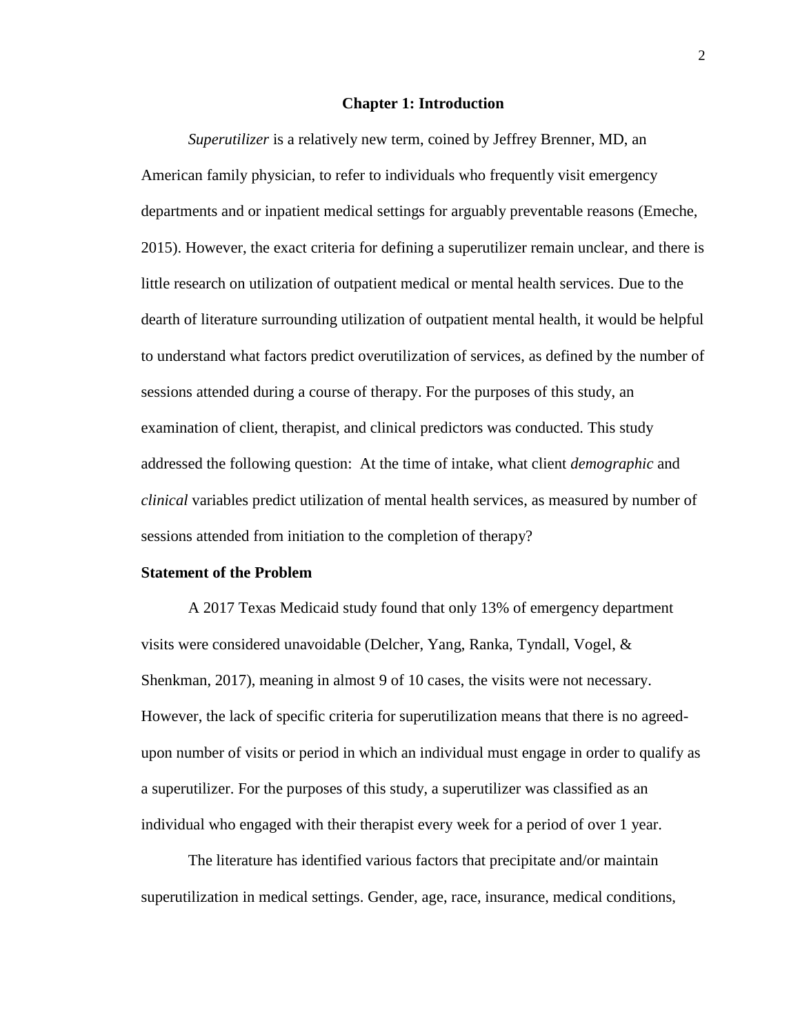# Chapter 1: Introduction

*Superutilizer* is a relatively new term, coined by Jeffrey Brenner, MD, an American family physician, to refer to individuals who frequently visit emergency departments and or inpatient medical settings for arguably preventable reasons (Emeche, 2015). However, the exact criteria for defining a superutilizer remain unclear, and there is little research on utilization of outpatient medical or mental health services. Due to the dearth of literature surrounding utilization of outpatient mental health, it would be helpful to understand what factors predict overutilization of services, as defined by the number of sessions attended during a course of therapy. For the purposes of this study, an examination of client, therapist, and clinical predictors was conducted. This study addressed the following question: At the time of intake, what client *demographic* and *clinical* variables predict utilization of mental health services, as measured by number of sessions attended from initiation to the completion of therapy?

## Statement of the Problem

A 2017 Texas Medicaid study found that only 13% of emergency department visits were considered unavoidable (Delcher, Yang, Ranka, Tyndall, Vogel, & Shenkman, 2017), meaning in almost 9 of 10 cases, the visits were not necessary. However, the lack of specific criteria for superutilization means that there is no agreed-upon number of visits or period in which an individual must engage in order to qualify as a superutilizer. For the purposes of this study, a superutilizer was classified as an individual who engaged with their therapist every week for a period of over 1 year.

The literature has identified various factors that precipitate and/or maintain superutilization in medical settings. Gender, age, race, insurance, medical conditions,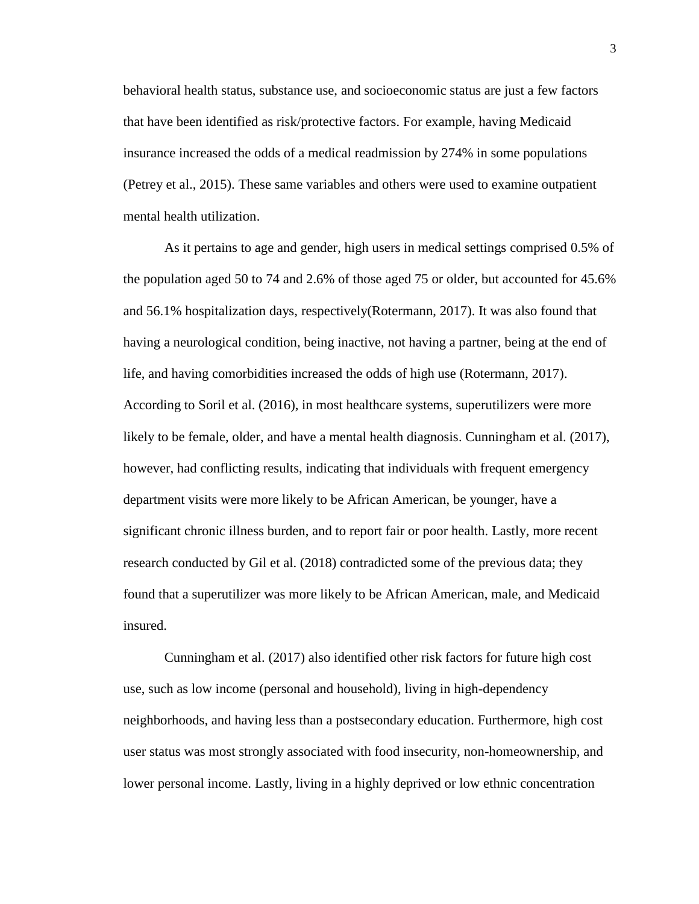behavioral health status, substance use, and socioeconomic status are just a few factors that have been identified as risk/protective factors. For example, having Medicaid insurance increased the odds of a medical readmission by 274% in some populations (Petrey et al., 2015). These same variables and others were used to examine outpatient mental health utilization.

As it pertains to age and gender, high users in medical settings comprised 0.5% of the population aged 50 to 74 and 2.6% of those aged 75 or older, but accounted for 45.6% and 56.1% hospitalization days, respectively(Rotermann, 2017). It was also found that having a neurological condition, being inactive, not having a partner, being at the end of life, and having comorbidities increased the odds of high use (Rotermann, 2017). According to Soril et al. (2016), in most healthcare systems, superutilizers were more likely to be female, older, and have a mental health diagnosis. Cunningham et al. (2017), however, had conflicting results, indicating that individuals with frequent emergency department visits were more likely to be African American, be younger, have a significant chronic illness burden, and to report fair or poor health. Lastly, more recent research conducted by Gil et al. (2018) contradicted some of the previous data; they found that a superutilizer was more likely to be African American, male, and Medicaid insured.

Cunningham et al. (2017) also identified other risk factors for future high cost use, such as low income (personal and household), living in high-dependency neighborhoods, and having less than a postsecondary education. Furthermore, high cost user status was most strongly associated with food insecurity, non-homeownership, and lower personal income. Lastly, living in a highly deprived or low ethnic concentration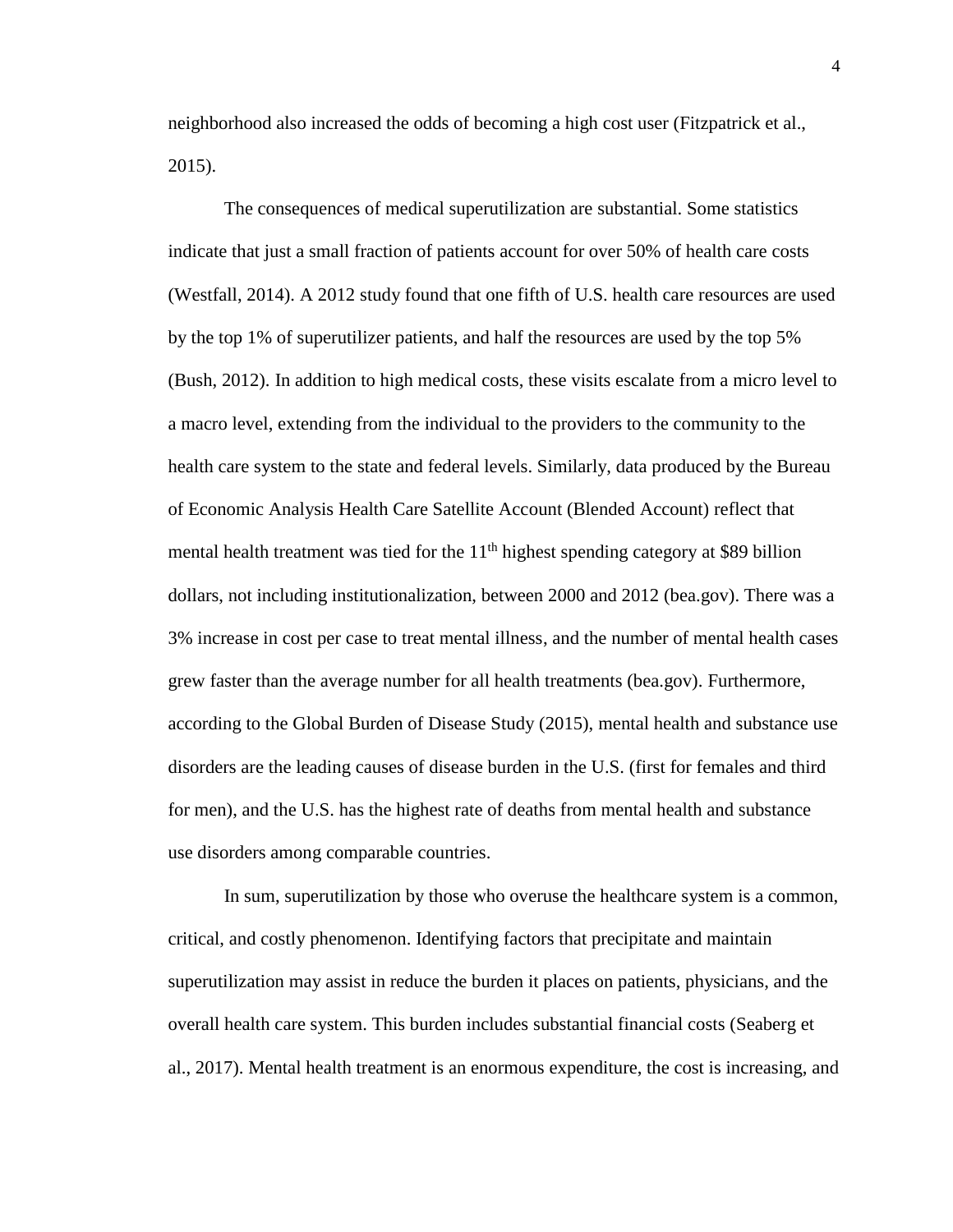neighborhood also increased the odds of becoming a high cost user (Fitzpatrick et al., 2015).

The consequences of medical superutilization are substantial. Some statistics indicate that just a small fraction of patients account for over 50% of health care costs (Westfall, 2014). A 2012 study found that one fifth of U.S. health care resources are used by the top 1% of superutilizer patients, and half the resources are used by the top 5% (Bush, 2012). In addition to high medical costs, these visits escalate from a micro level to a macro level, extending from the individual to the providers to the community to the health care system to the state and federal levels. Similarly, data produced by the Bureau of Economic Analysis Health Care Satellite Account (Blended Account) reflect that mental health treatment was tied for the 11$^{th}$ highest spending category at $89 billion dollars, not including institutionalization, between 2000 and 2012 (bea.gov). There was a 3% increase in cost per case to treat mental illness, and the number of mental health cases grew faster than the average number for all health treatments (bea.gov). Furthermore, according to the Global Burden of Disease Study (2015), mental health and substance use disorders are the leading causes of disease burden in the U.S. (first for females and third for men), and the U.S. has the highest rate of deaths from mental health and substance use disorders among comparable countries.

In sum, superutilization by those who overuse the healthcare system is a common, critical, and costly phenomenon. Identifying factors that precipitate and maintain superutilization may assist in reduce the burden it places on patients, physicians, and the overall health care system. This burden includes substantial financial costs (Seaberg et al., 2017). Mental health treatment is an enormous expenditure, the cost is increasing, and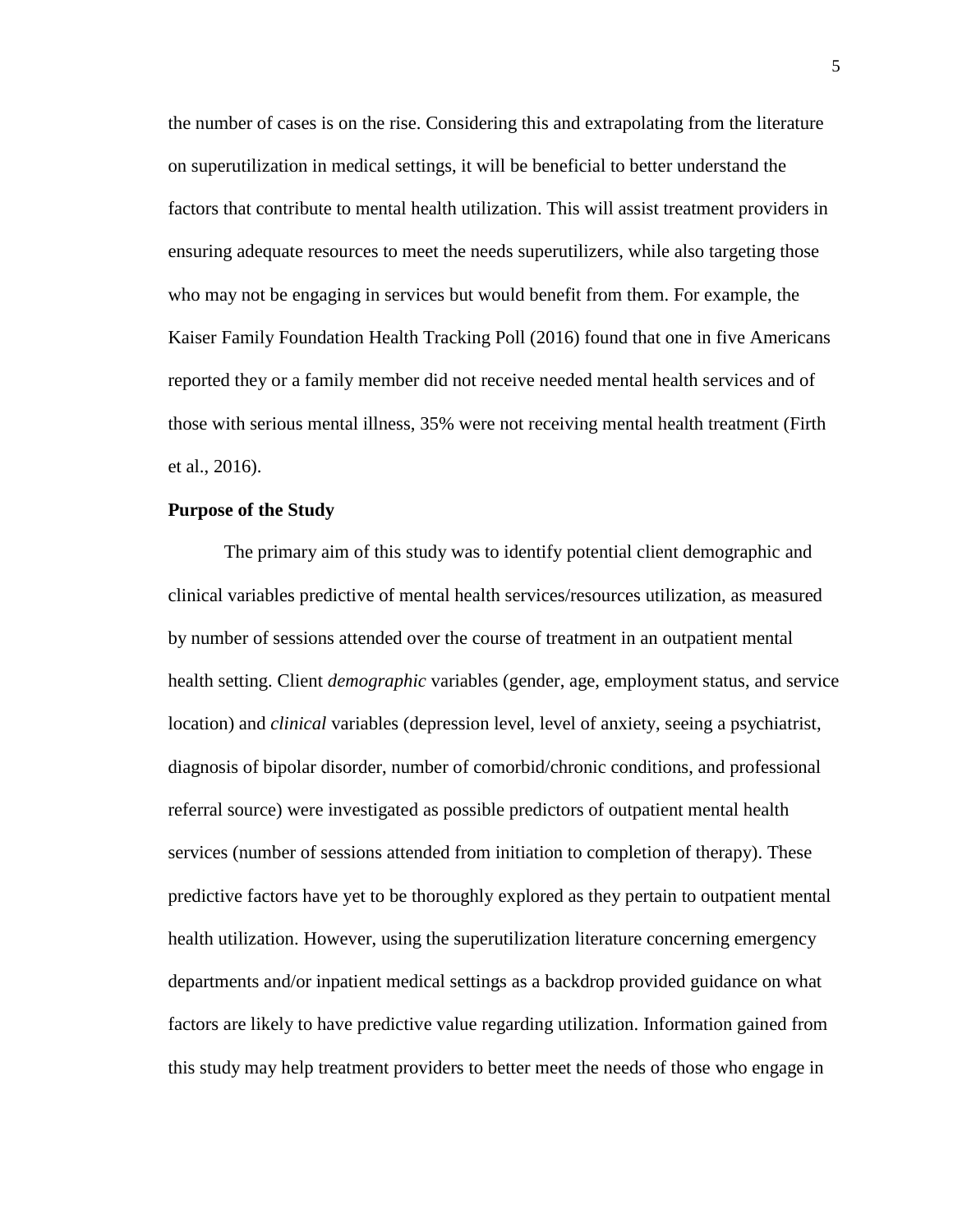the number of cases is on the rise. Considering this and extrapolating from the literature on superutilization in medical settings, it will be beneficial to better understand the factors that contribute to mental health utilization. This will assist treatment providers in ensuring adequate resources to meet the needs superutilizers, while also targeting those who may not be engaging in services but would benefit from them. For example, the Kaiser Family Foundation Health Tracking Poll (2016) found that one in five Americans reported they or a family member did not receive needed mental health services and of those with serious mental illness, 35% were not receiving mental health treatment (Firth et al., 2016).

**Purpose of the Study**

The primary aim of this study was to identify potential client demographic and clinical variables predictive of mental health services/resources utilization, as measured by number of sessions attended over the course of treatment in an outpatient mental health setting. Client *demographic* variables (gender, age, employment status, and service location) and *clinical* variables (depression level, level of anxiety, seeing a psychiatrist, diagnosis of bipolar disorder, number of comorbid/chronic conditions, and professional referral source) were investigated as possible predictors of outpatient mental health services (number of sessions attended from initiation to completion of therapy). These predictive factors have yet to be thoroughly explored as they pertain to outpatient mental health utilization. However, using the superutilization literature concerning emergency departments and/or inpatient medical settings as a backdrop provided guidance on what factors are likely to have predictive value regarding utilization. Information gained from this study may help treatment providers to better meet the needs of those who engage in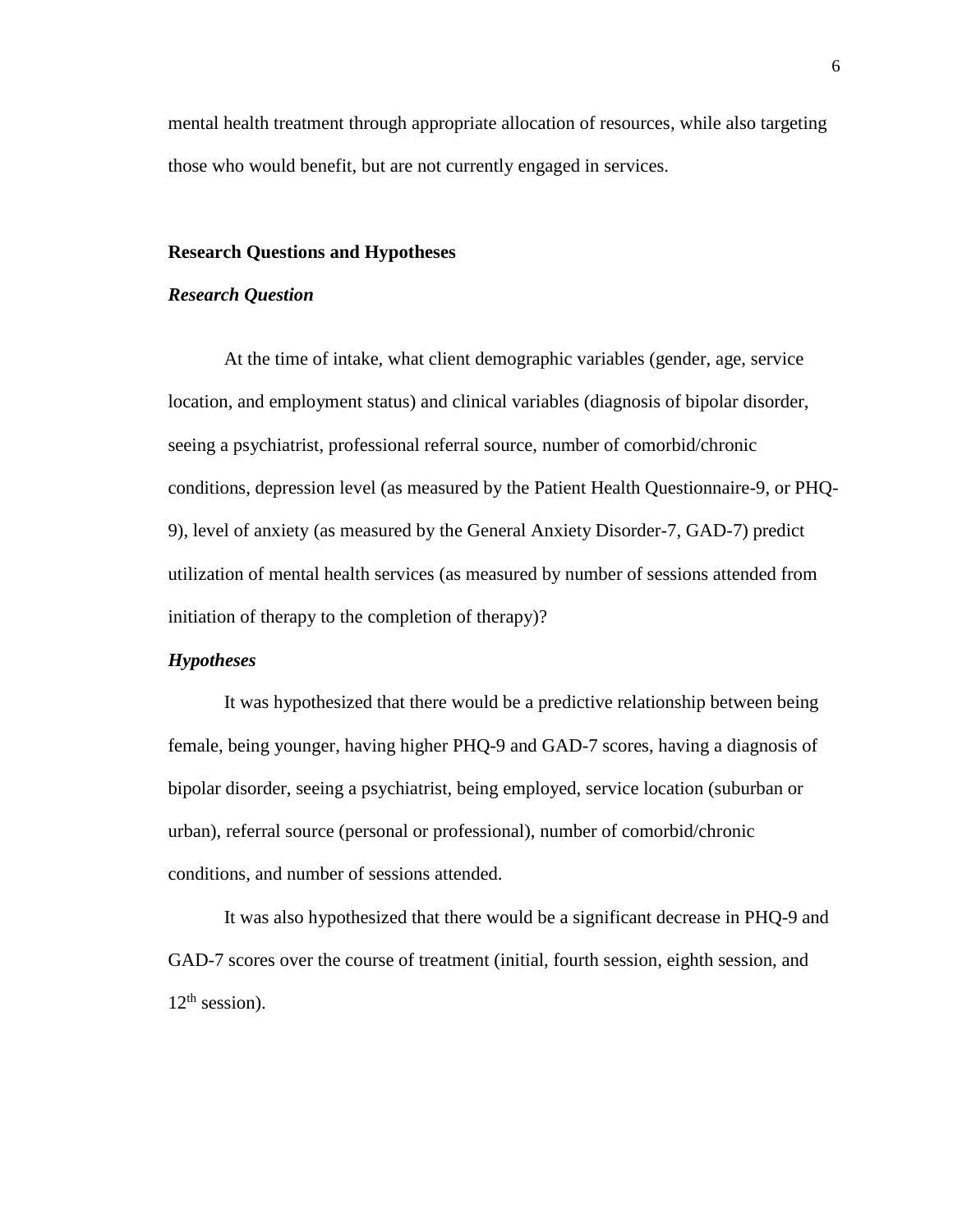mental health treatment through appropriate allocation of resources, while also targeting those who would benefit, but are not currently engaged in services.

## Research Questions and Hypotheses

### *Research Question*

At the time of intake, what client demographic variables (gender, age, service location, and employment status) and clinical variables (diagnosis of bipolar disorder, seeing a psychiatrist, professional referral source, number of comorbid/chronic conditions, depression level (as measured by the Patient Health Questionnaire-9, or PHQ-9), level of anxiety (as measured by the General Anxiety Disorder-7, GAD-7) predict utilization of mental health services (as measured by number of sessions attended from initiation of therapy to the completion of therapy)?

### *Hypotheses*

It was hypothesized that there would be a predictive relationship between being female, being younger, having higher PHQ-9 and GAD-7 scores, having a diagnosis of bipolar disorder, seeing a psychiatrist, being employed, service location (suburban or urban), referral source (personal or professional), number of comorbid/chronic conditions, and number of sessions attended.

It was also hypothesized that there would be a significant decrease in PHQ-9 and GAD-7 scores over the course of treatment (initial, fourth session, eighth session, and $12^{th}$ session).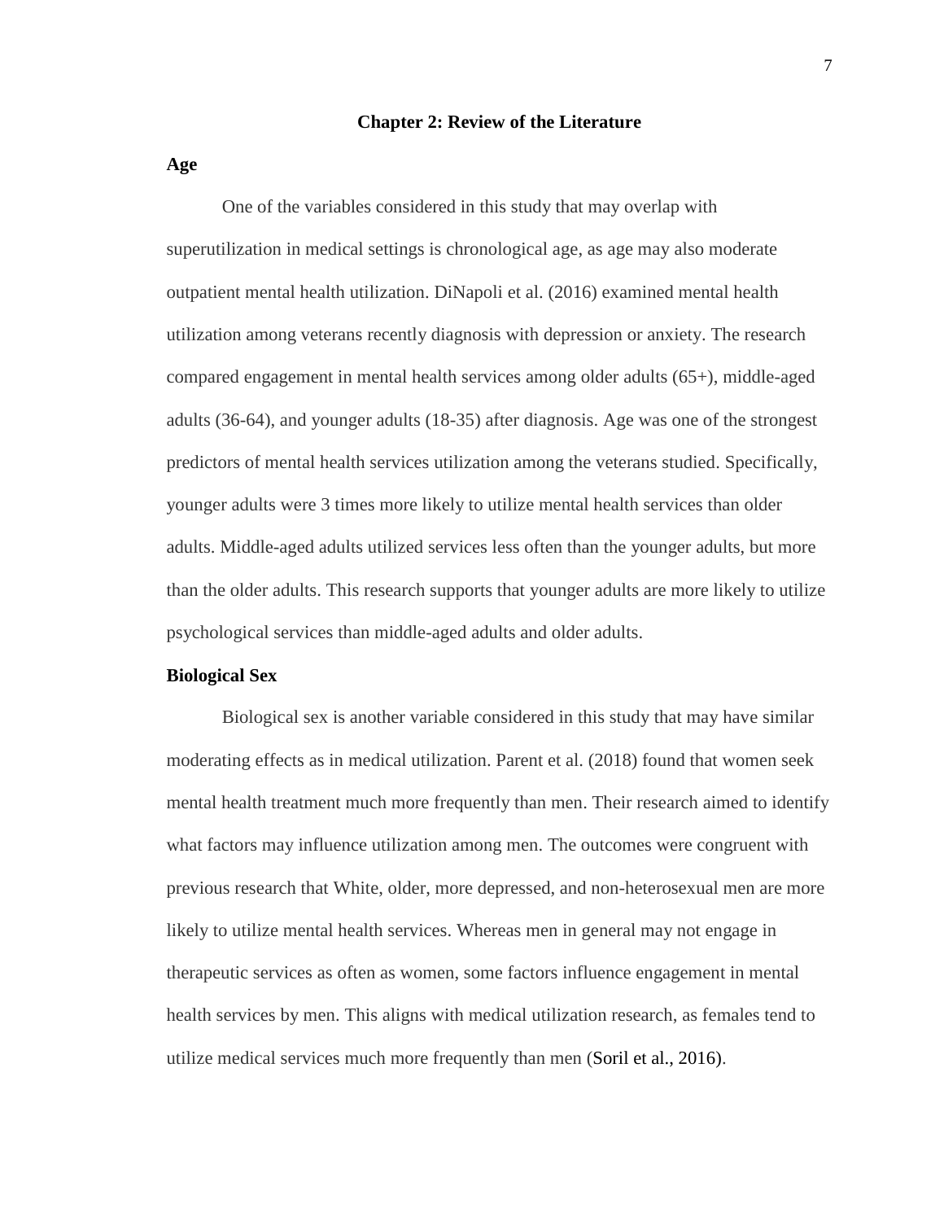# Chapter 2: Review of the Literature

## Age

One of the variables considered in this study that may overlap with superutilization in medical settings is chronological age, as age may also moderate outpatient mental health utilization. DiNapoli et al. (2016) examined mental health utilization among veterans recently diagnosis with depression or anxiety. The research compared engagement in mental health services among older adults (65+), middle-aged adults (36-64), and younger adults (18-35) after diagnosis. Age was one of the strongest predictors of mental health services utilization among the veterans studied. Specifically, younger adults were 3 times more likely to utilize mental health services than older adults. Middle-aged adults utilized services less often than the younger adults, but more than the older adults. This research supports that younger adults are more likely to utilize psychological services than middle-aged adults and older adults.

## Biological Sex

Biological sex is another variable considered in this study that may have similar moderating effects as in medical utilization. Parent et al. (2018) found that women seek mental health treatment much more frequently than men. Their research aimed to identify what factors may influence utilization among men. The outcomes were congruent with previous research that White, older, more depressed, and non-heterosexual men are more likely to utilize mental health services. Whereas men in general may not engage in therapeutic services as often as women, some factors influence engagement in mental health services by men. This aligns with medical utilization research, as females tend to utilize medical services much more frequently than men (Soril et al., 2016).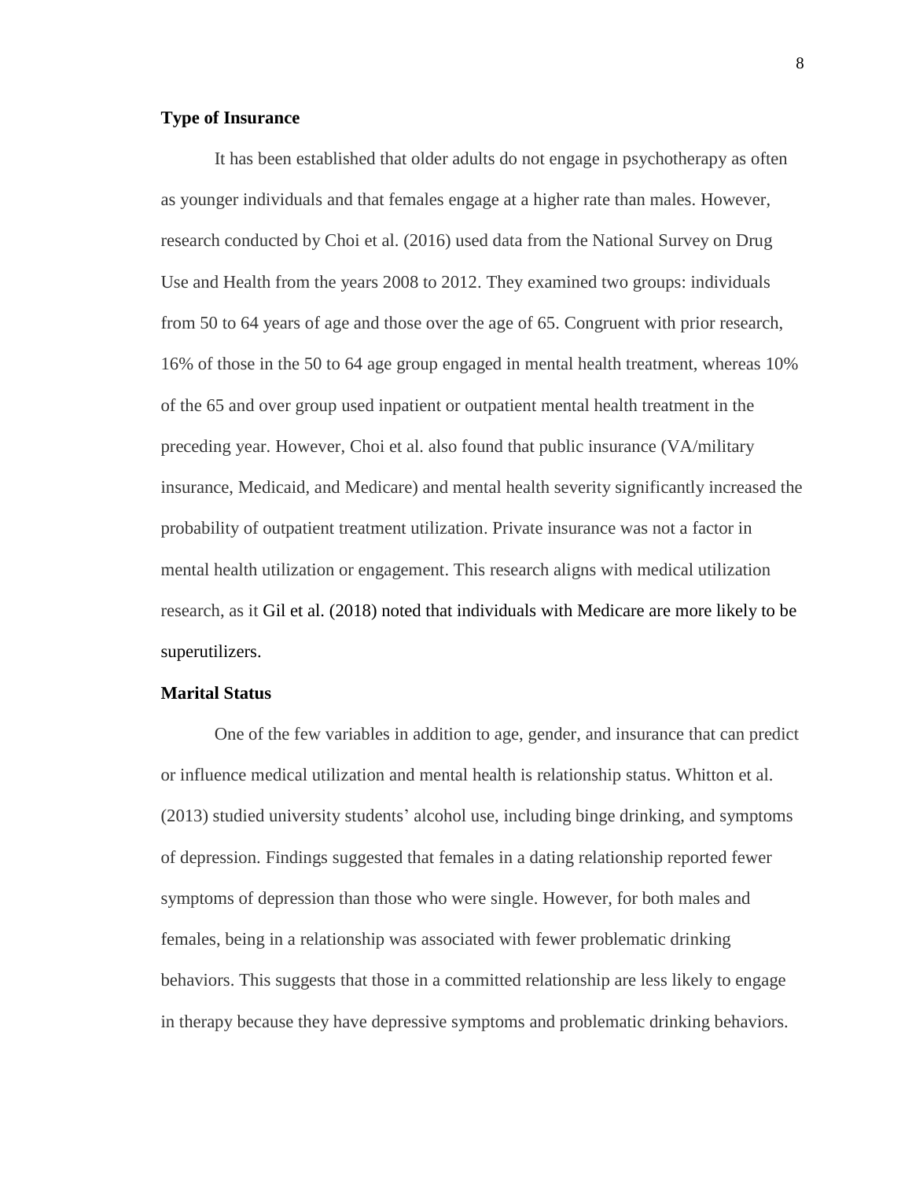### Type of Insurance

It has been established that older adults do not engage in psychotherapy as often as younger individuals and that females engage at a higher rate than males. However, research conducted by Choi et al. (2016) used data from the National Survey on Drug Use and Health from the years 2008 to 2012. They examined two groups: individuals from 50 to 64 years of age and those over the age of 65. Congruent with prior research, 16% of those in the 50 to 64 age group engaged in mental health treatment, whereas 10% of the 65 and over group used inpatient or outpatient mental health treatment in the preceding year. However, Choi et al. also found that public insurance (VA/military insurance, Medicaid, and Medicare) and mental health severity significantly increased the probability of outpatient treatment utilization. Private insurance was not a factor in mental health utilization or engagement. This research aligns with medical utilization research, as it Gil et al. (2018) noted that individuals with Medicare are more likely to be superutilizers.

### Marital Status

One of the few variables in addition to age, gender, and insurance that can predict or influence medical utilization and mental health is relationship status. Whitton et al. (2013) studied university students' alcohol use, including binge drinking, and symptoms of depression. Findings suggested that females in a dating relationship reported fewer symptoms of depression than those who were single. However, for both males and females, being in a relationship was associated with fewer problematic drinking behaviors. This suggests that those in a committed relationship are less likely to engage in therapy because they have depressive symptoms and problematic drinking behaviors.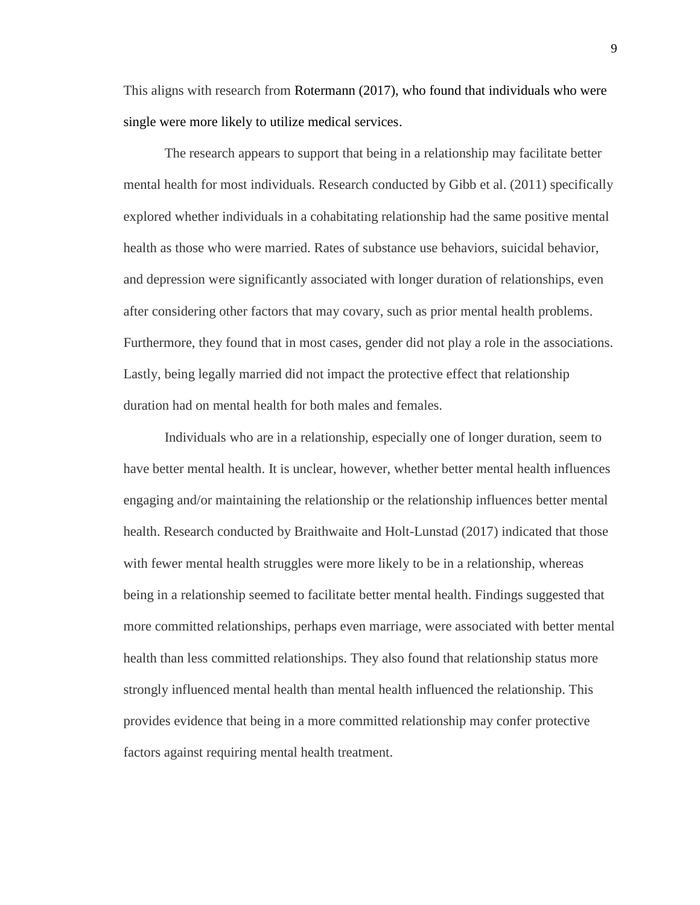This aligns with research from Rotermann (2017), who found that individuals who were single were more likely to utilize medical services.

The research appears to support that being in a relationship may facilitate better mental health for most individuals. Research conducted by Gibb et al. (2011) specifically explored whether individuals in a cohabitating relationship had the same positive mental health as those who were married. Rates of substance use behaviors, suicidal behavior, and depression were significantly associated with longer duration of relationships, even after considering other factors that may covary, such as prior mental health problems. Furthermore, they found that in most cases, gender did not play a role in the associations. Lastly, being legally married did not impact the protective effect that relationship duration had on mental health for both males and females.

Individuals who are in a relationship, especially one of longer duration, seem to have better mental health. It is unclear, however, whether better mental health influences engaging and/or maintaining the relationship or the relationship influences better mental health. Research conducted by Braithwaite and Holt-Lunstad (2017) indicated that those with fewer mental health struggles were more likely to be in a relationship, whereas being in a relationship seemed to facilitate better mental health. Findings suggested that more committed relationships, perhaps even marriage, were associated with better mental health than less committed relationships. They also found that relationship status more strongly influenced mental health than mental health influenced the relationship. This provides evidence that being in a more committed relationship may confer protective factors against requiring mental health treatment.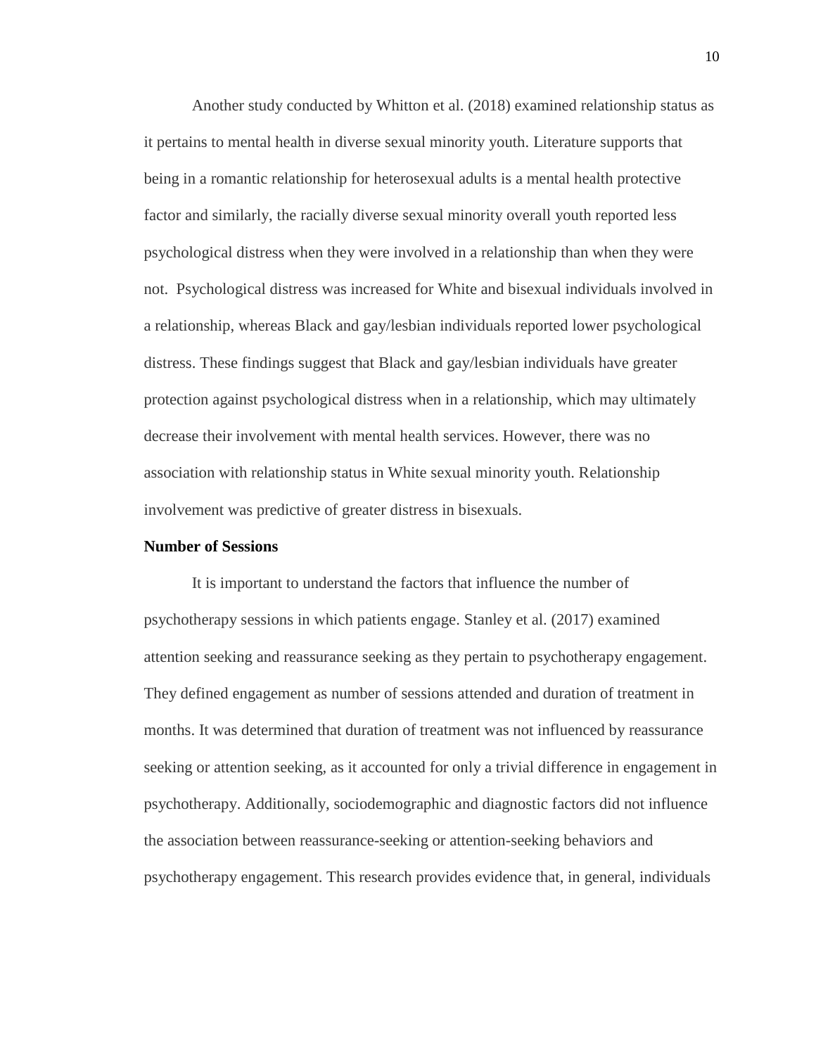Another study conducted by Whitton et al. (2018) examined relationship status as it pertains to mental health in diverse sexual minority youth. Literature supports that being in a romantic relationship for heterosexual adults is a mental health protective factor and similarly, the racially diverse sexual minority overall youth reported less psychological distress when they were involved in a relationship than when they were not.  Psychological distress was increased for White and bisexual individuals involved in a relationship, whereas Black and gay/lesbian individuals reported lower psychological distress. These findings suggest that Black and gay/lesbian individuals have greater protection against psychological distress when in a relationship, which may ultimately decrease their involvement with mental health services. However, there was no association with relationship status in White sexual minority youth. Relationship involvement was predictive of greater distress in bisexuals.

**Number of Sessions**

It is important to understand the factors that influence the number of psychotherapy sessions in which patients engage. Stanley et al. (2017) examined attention seeking and reassurance seeking as they pertain to psychotherapy engagement. They defined engagement as number of sessions attended and duration of treatment in months. It was determined that duration of treatment was not influenced by reassurance seeking or attention seeking, as it accounted for only a trivial difference in engagement in psychotherapy. Additionally, sociodemographic and diagnostic factors did not influence the association between reassurance-seeking or attention-seeking behaviors and psychotherapy engagement. This research provides evidence that, in general, individuals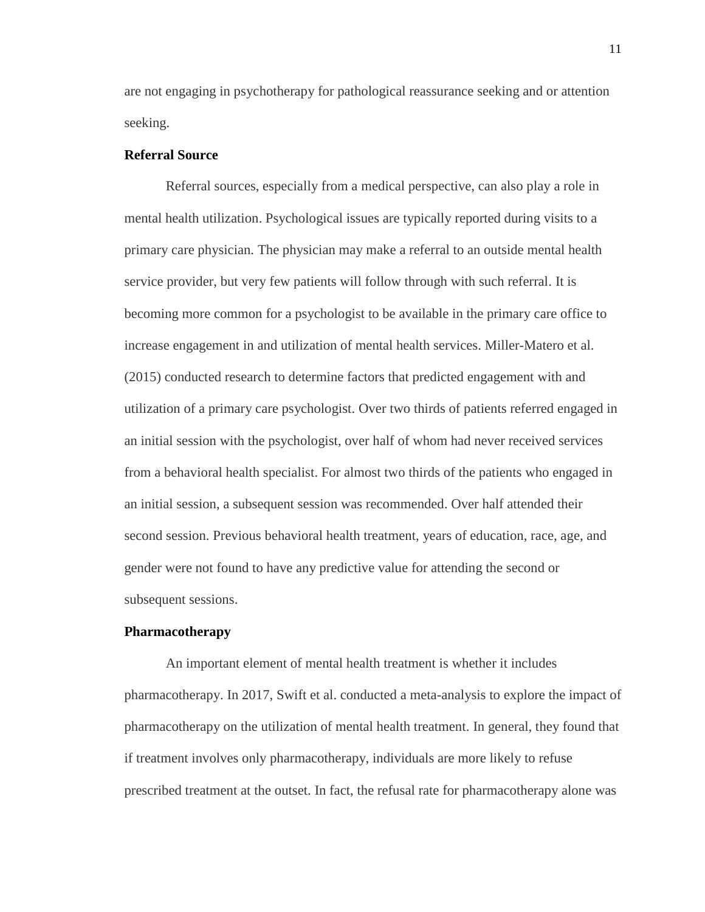are not engaging in psychotherapy for pathological reassurance seeking and or attention seeking.

### Referral Source

Referral sources, especially from a medical perspective, can also play a role in mental health utilization. Psychological issues are typically reported during visits to a primary care physician. The physician may make a referral to an outside mental health service provider, but very few patients will follow through with such referral. It is becoming more common for a psychologist to be available in the primary care office to increase engagement in and utilization of mental health services. Miller-Matero et al. (2015) conducted research to determine factors that predicted engagement with and utilization of a primary care psychologist. Over two thirds of patients referred engaged in an initial session with the psychologist, over half of whom had never received services from a behavioral health specialist. For almost two thirds of the patients who engaged in an initial session, a subsequent session was recommended. Over half attended their second session. Previous behavioral health treatment, years of education, race, age, and gender were not found to have any predictive value for attending the second or subsequent sessions.

### Pharmacotherapy

An important element of mental health treatment is whether it includes pharmacotherapy. In 2017, Swift et al. conducted a meta-analysis to explore the impact of pharmacotherapy on the utilization of mental health treatment. In general, they found that if treatment involves only pharmacotherapy, individuals are more likely to refuse prescribed treatment at the outset. In fact, the refusal rate for pharmacotherapy alone was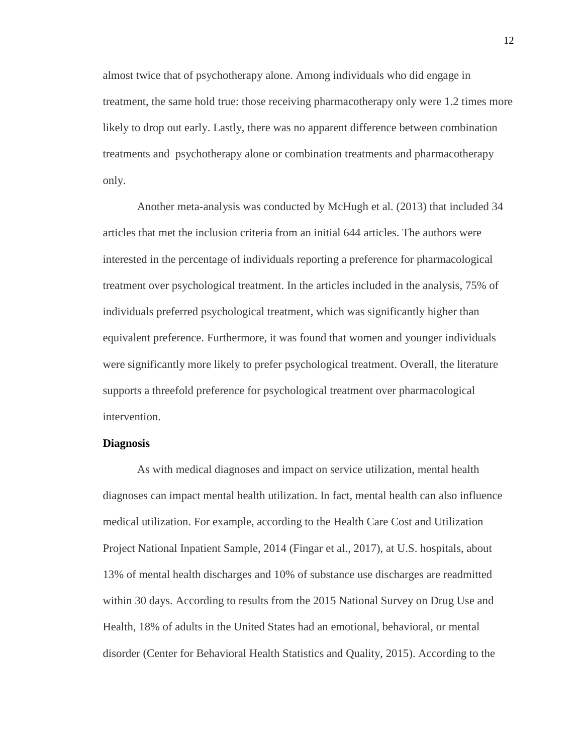almost twice that of psychotherapy alone. Among individuals who did engage in treatment, the same hold true: those receiving pharmacotherapy only were 1.2 times more likely to drop out early. Lastly, there was no apparent difference between combination treatments and psychotherapy alone or combination treatments and pharmacotherapy only.

Another meta-analysis was conducted by McHugh et al. (2013) that included 34 articles that met the inclusion criteria from an initial 644 articles. The authors were interested in the percentage of individuals reporting a preference for pharmacological treatment over psychological treatment. In the articles included in the analysis, 75% of individuals preferred psychological treatment, which was significantly higher than equivalent preference. Furthermore, it was found that women and younger individuals were significantly more likely to prefer psychological treatment. Overall, the literature supports a threefold preference for psychological treatment over pharmacological intervention.

**Diagnosis**

As with medical diagnoses and impact on service utilization, mental health diagnoses can impact mental health utilization. In fact, mental health can also influence medical utilization. For example, according to the Health Care Cost and Utilization Project National Inpatient Sample, 2014 (Fingar et al., 2017), at U.S. hospitals, about 13% of mental health discharges and 10% of substance use discharges are readmitted within 30 days. According to results from the 2015 National Survey on Drug Use and Health, 18% of adults in the United States had an emotional, behavioral, or mental disorder (Center for Behavioral Health Statistics and Quality, 2015). According to the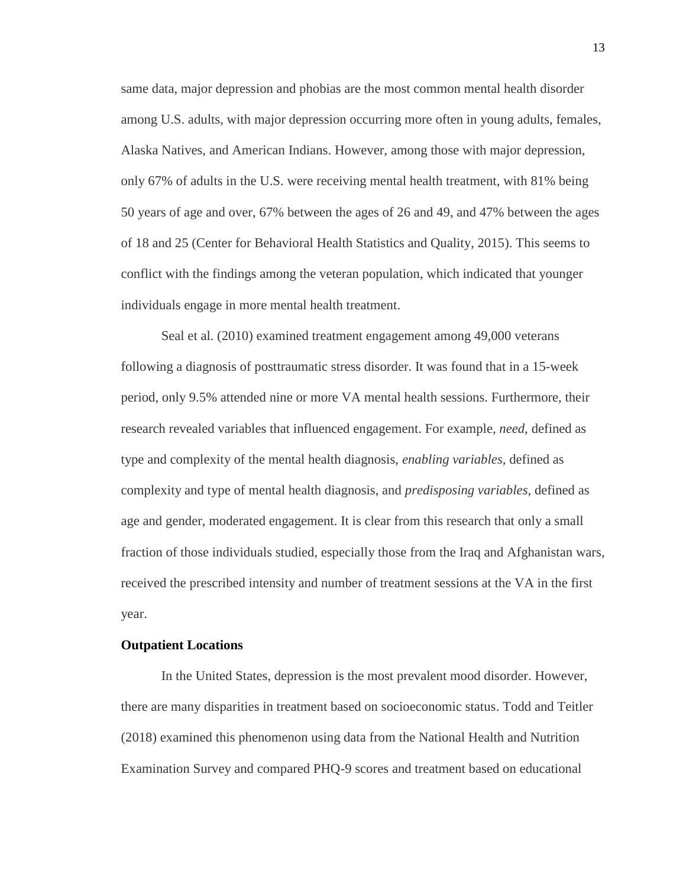same data, major depression and phobias are the most common mental health disorder among U.S. adults, with major depression occurring more often in young adults, females, Alaska Natives, and American Indians. However, among those with major depression, only 67% of adults in the U.S. were receiving mental health treatment, with 81% being 50 years of age and over, 67% between the ages of 26 and 49, and 47% between the ages of 18 and 25 (Center for Behavioral Health Statistics and Quality, 2015). This seems to conflict with the findings among the veteran population, which indicated that younger individuals engage in more mental health treatment.

Seal et al. (2010) examined treatment engagement among 49,000 veterans following a diagnosis of posttraumatic stress disorder. It was found that in a 15-week period, only 9.5% attended nine or more VA mental health sessions. Furthermore, their research revealed variables that influenced engagement. For example, *need,* defined as type and complexity of the mental health diagnosis, *enabling variables,* defined as complexity and type of mental health diagnosis, and *predisposing variables,* defined as age and gender, moderated engagement. It is clear from this research that only a small fraction of those individuals studied, especially those from the Iraq and Afghanistan wars, received the prescribed intensity and number of treatment sessions at the VA in the first year.

**Outpatient Locations**

In the United States, depression is the most prevalent mood disorder. However, there are many disparities in treatment based on socioeconomic status. Todd and Teitler (2018) examined this phenomenon using data from the National Health and Nutrition Examination Survey and compared PHQ-9 scores and treatment based on educational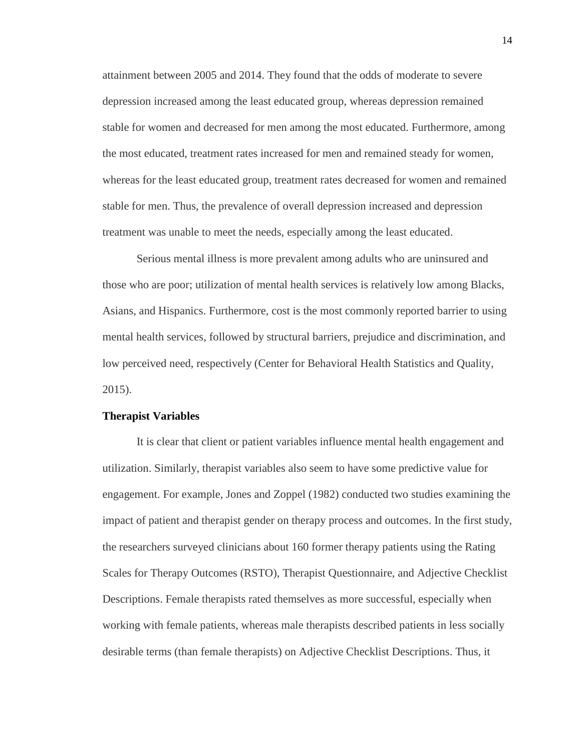attainment between 2005 and 2014. They found that the odds of moderate to severe depression increased among the least educated group, whereas depression remained stable for women and decreased for men among the most educated. Furthermore, among the most educated, treatment rates increased for men and remained steady for women, whereas for the least educated group, treatment rates decreased for women and remained stable for men. Thus, the prevalence of overall depression increased and depression treatment was unable to meet the needs, especially among the least educated.

Serious mental illness is more prevalent among adults who are uninsured and those who are poor; utilization of mental health services is relatively low among Blacks, Asians, and Hispanics. Furthermore, cost is the most commonly reported barrier to using mental health services, followed by structural barriers, prejudice and discrimination, and low perceived need, respectively (Center for Behavioral Health Statistics and Quality, 2015).

**Therapist Variables**

It is clear that client or patient variables influence mental health engagement and utilization. Similarly, therapist variables also seem to have some predictive value for engagement. For example, Jones and Zoppel (1982) conducted two studies examining the impact of patient and therapist gender on therapy process and outcomes. In the first study, the researchers surveyed clinicians about 160 former therapy patients using the Rating Scales for Therapy Outcomes (RSTO), Therapist Questionnaire, and Adjective Checklist Descriptions. Female therapists rated themselves as more successful, especially when working with female patients, whereas male therapists described patients in less socially desirable terms (than female therapists) on Adjective Checklist Descriptions. Thus, it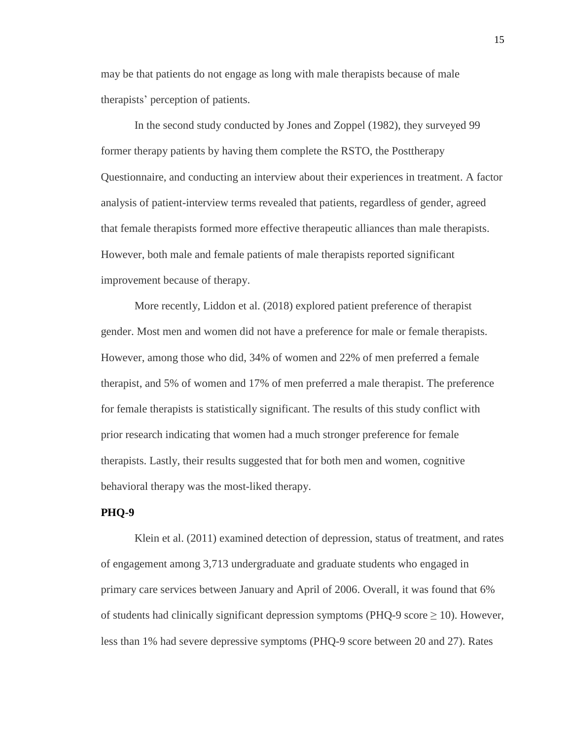may be that patients do not engage as long with male therapists because of male therapists' perception of patients.

In the second study conducted by Jones and Zoppel (1982), they surveyed 99 former therapy patients by having them complete the RSTO, the Posttherapy Questionnaire, and conducting an interview about their experiences in treatment. A factor analysis of patient-interview terms revealed that patients, regardless of gender, agreed that female therapists formed more effective therapeutic alliances than male therapists. However, both male and female patients of male therapists reported significant improvement because of therapy.

More recently, Liddon et al. (2018) explored patient preference of therapist gender. Most men and women did not have a preference for male or female therapists. However, among those who did, 34% of women and 22% of men preferred a female therapist, and 5% of women and 17% of men preferred a male therapist. The preference for female therapists is statistically significant. The results of this study conflict with prior research indicating that women had a much stronger preference for female therapists. Lastly, their results suggested that for both men and women, cognitive behavioral therapy was the most-liked therapy.

**PHQ-9**

Klein et al. (2011) examined detection of depression, status of treatment, and rates of engagement among 3,713 undergraduate and graduate students who engaged in primary care services between January and April of 2006. Overall, it was found that 6% of students had clinically significant depression symptoms (PHQ-9 score $\geq 10$). However, less than 1% had severe depressive symptoms (PHQ-9 score between 20 and 27). Rates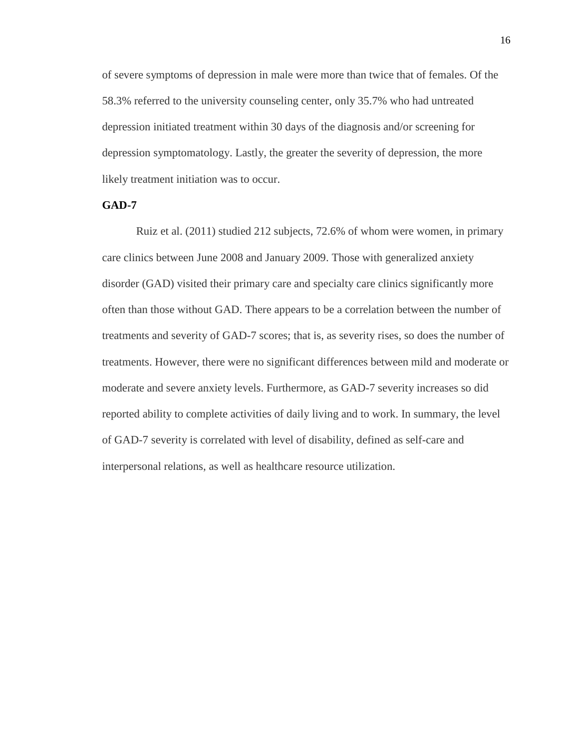of severe symptoms of depression in male were more than twice that of females. Of the 58.3% referred to the university counseling center, only 35.7% who had untreated depression initiated treatment within 30 days of the diagnosis and/or screening for depression symptomatology. Lastly, the greater the severity of depression, the more likely treatment initiation was to occur.

**GAD-7**

Ruiz et al. (2011) studied 212 subjects, 72.6% of whom were women, in primary care clinics between June 2008 and January 2009. Those with generalized anxiety disorder (GAD) visited their primary care and specialty care clinics significantly more often than those without GAD. There appears to be a correlation between the number of treatments and severity of GAD-7 scores; that is, as severity rises, so does the number of treatments. However, there were no significant differences between mild and moderate or moderate and severe anxiety levels. Furthermore, as GAD-7 severity increases so did reported ability to complete activities of daily living and to work. In summary, the level of GAD-7 severity is correlated with level of disability, defined as self-care and interpersonal relations, as well as healthcare resource utilization.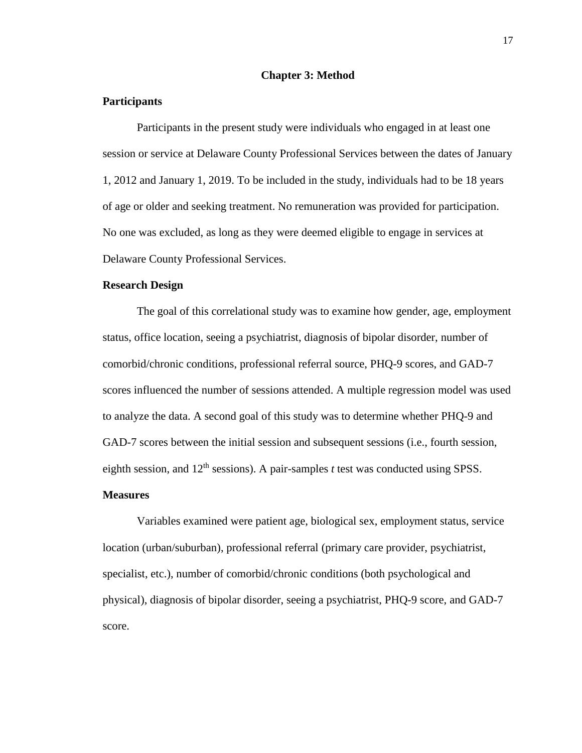# Chapter 3: Method

## Participants

Participants in the present study were individuals who engaged in at least one session or service at Delaware County Professional Services between the dates of January 1, 2012 and January 1, 2019. To be included in the study, individuals had to be 18 years of age or older and seeking treatment. No remuneration was provided for participation. No one was excluded, as long as they were deemed eligible to engage in services at Delaware County Professional Services.

## Research Design

The goal of this correlational study was to examine how gender, age, employment status, office location, seeing a psychiatrist, diagnosis of bipolar disorder, number of comorbid/chronic conditions, professional referral source, PHQ-9 scores, and GAD-7 scores influenced the number of sessions attended. A multiple regression model was used to analyze the data. A second goal of this study was to determine whether PHQ-9 and GAD-7 scores between the initial session and subsequent sessions (i.e., fourth session, eighth session, and 12th sessions). A pair-samples *t* test was conducted using SPSS.

## Measures

Variables examined were patient age, biological sex, employment status, service location (urban/suburban), professional referral (primary care provider, psychiatrist, specialist, etc.), number of comorbid/chronic conditions (both psychological and physical), diagnosis of bipolar disorder, seeing a psychiatrist, PHQ-9 score, and GAD-7 score.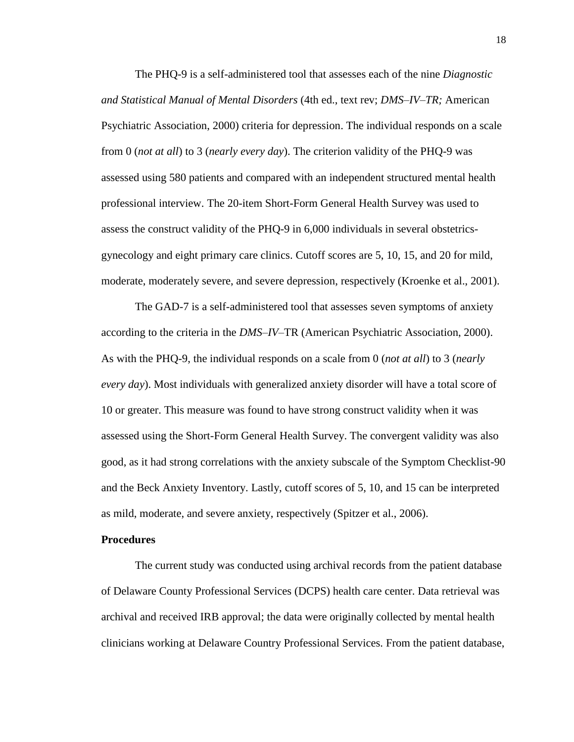The PHQ-9 is a self-administered tool that assesses each of the nine *Diagnostic and Statistical Manual of Mental Disorders* (4th ed., text rev; *DMS–IV–TR;* American Psychiatric Association, 2000) criteria for depression. The individual responds on a scale from 0 (*not at all*) to 3 (*nearly every day*). The criterion validity of the PHQ-9 was assessed using 580 patients and compared with an independent structured mental health professional interview. The 20-item Short-Form General Health Survey was used to assess the construct validity of the PHQ-9 in 6,000 individuals in several obstetrics-gynecology and eight primary care clinics. Cutoff scores are 5, 10, 15, and 20 for mild, moderate, moderately severe, and severe depression, respectively (Kroenke et al., 2001).

The GAD-7 is a self-administered tool that assesses seven symptoms of anxiety according to the criteria in the *DMS–IV–*TR (American Psychiatric Association, 2000). As with the PHQ-9, the individual responds on a scale from 0 (*not at all*) to 3 (*nearly every day*). Most individuals with generalized anxiety disorder will have a total score of 10 or greater. This measure was found to have strong construct validity when it was assessed using the Short-Form General Health Survey. The convergent validity was also good, as it had strong correlations with the anxiety subscale of the Symptom Checklist-90 and the Beck Anxiety Inventory. Lastly, cutoff scores of 5, 10, and 15 can be interpreted as mild, moderate, and severe anxiety, respectively (Spitzer et al., 2006).

**Procedures**

The current study was conducted using archival records from the patient database of Delaware County Professional Services (DCPS) health care center. Data retrieval was archival and received IRB approval; the data were originally collected by mental health clinicians working at Delaware Country Professional Services. From the patient database,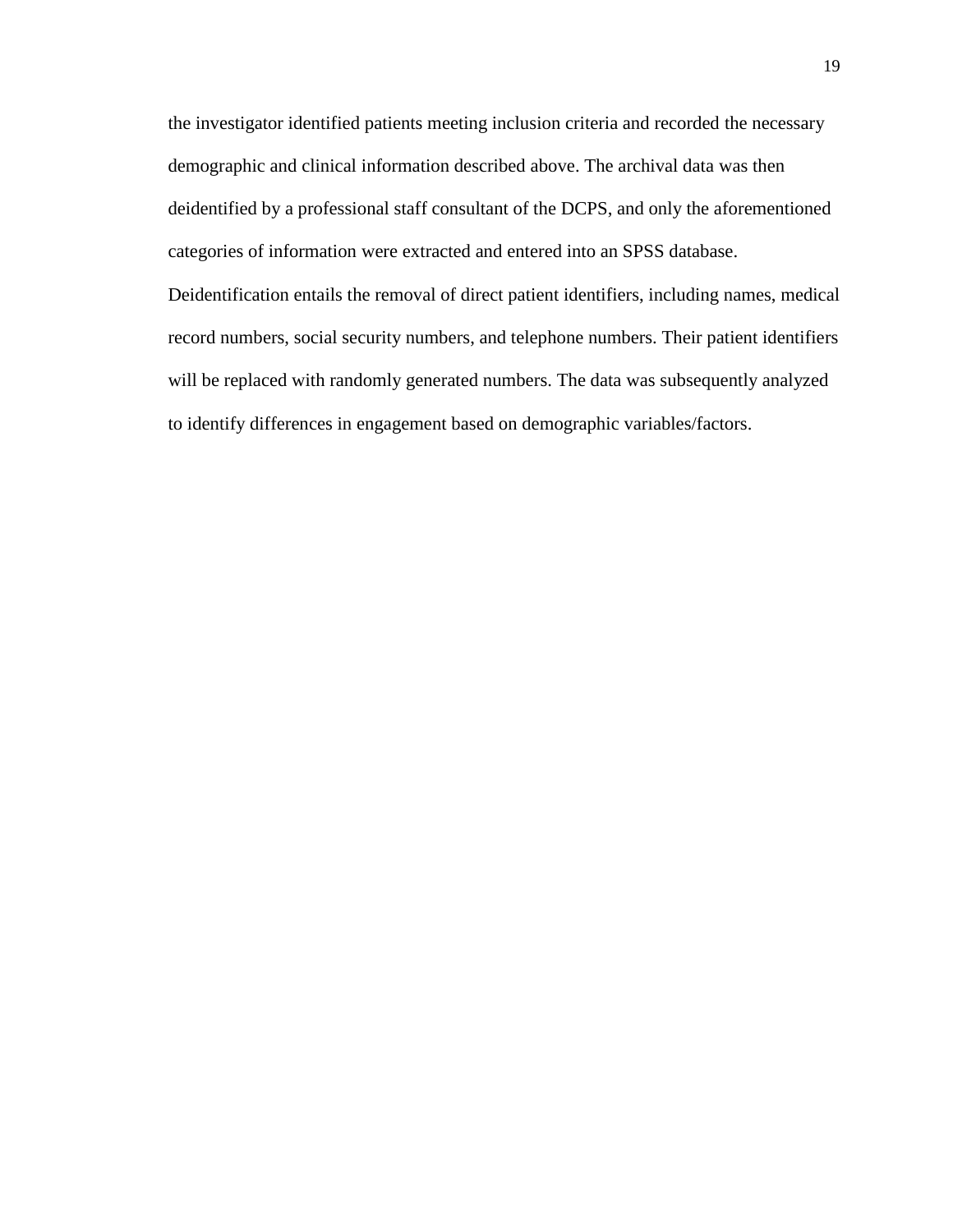the investigator identified patients meeting inclusion criteria and recorded the necessary demographic and clinical information described above. The archival data was then deidentified by a professional staff consultant of the DCPS, and only the aforementioned categories of information were extracted and entered into an SPSS database. Deidentification entails the removal of direct patient identifiers, including names, medical record numbers, social security numbers, and telephone numbers. Their patient identifiers will be replaced with randomly generated numbers. The data was subsequently analyzed to identify differences in engagement based on demographic variables/factors.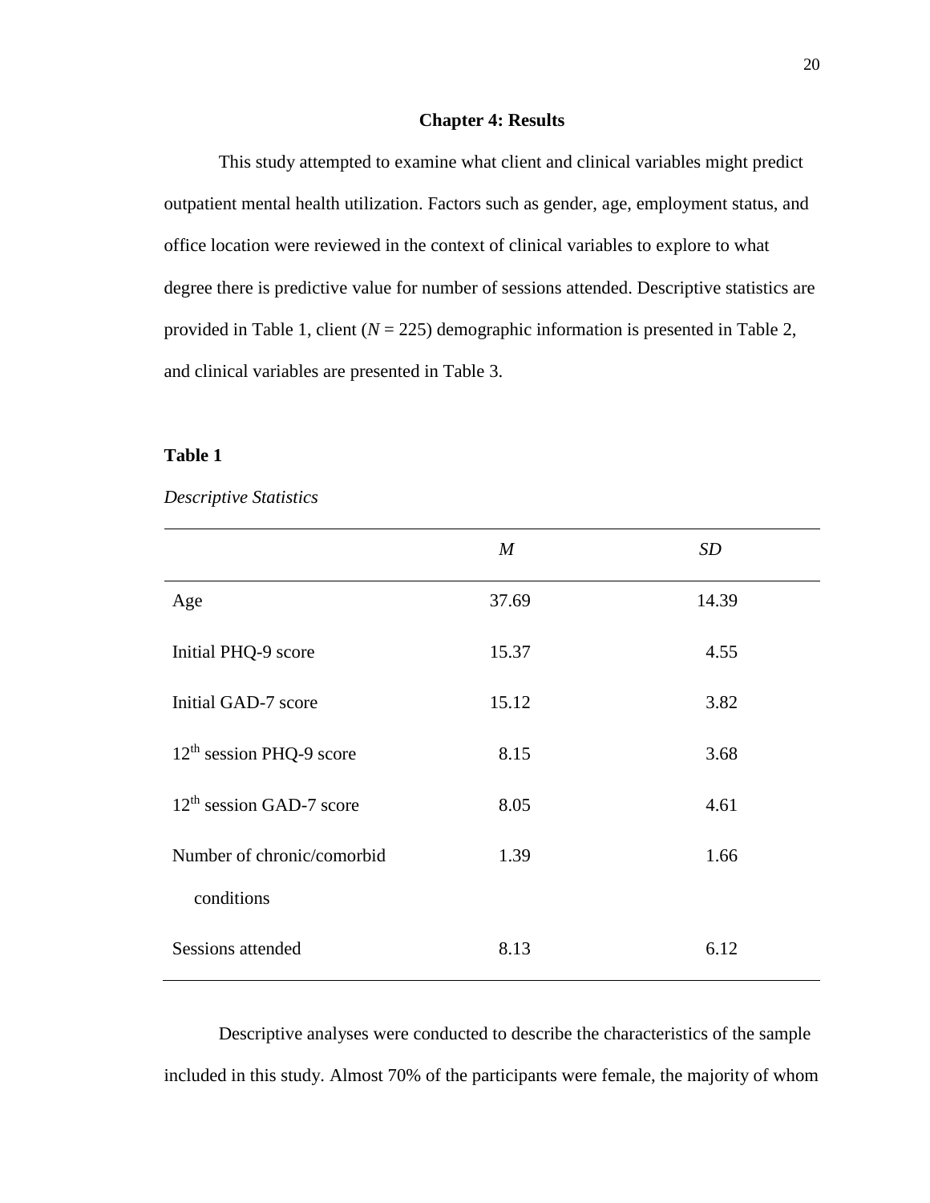# Chapter 4: Results

This study attempted to examine what client and clinical variables might predict outpatient mental health utilization. Factors such as gender, age, employment status, and office location were reviewed in the context of clinical variables to explore to what degree there is predictive value for number of sessions attended. Descriptive statistics are provided in Table 1, client (*N* = 225) demographic information is presented in Table 2, and clinical variables are presented in Table 3.

**Table 1**

*Descriptive Statistics*

| | *M* | *SD* |
|---|---|---|
| Age | 37.69 | 14.39 |
| Initial PHQ-9 score | 15.37 | 4.55 |
| Initial GAD-7 score | 15.12 | 3.82 |
| $12^{th}$ session PHQ-9 score | 8.15 | 3.68 |
| $12^{th}$ session GAD-7 score | 8.05 | 4.61 |
| Number of chronic/comorbid conditions | 1.39 | 1.66 |
| Sessions attended | 8.13 | 6.12 |

Descriptive analyses were conducted to describe the characteristics of the sample included in this study. Almost 70% of the participants were female, the majority of whom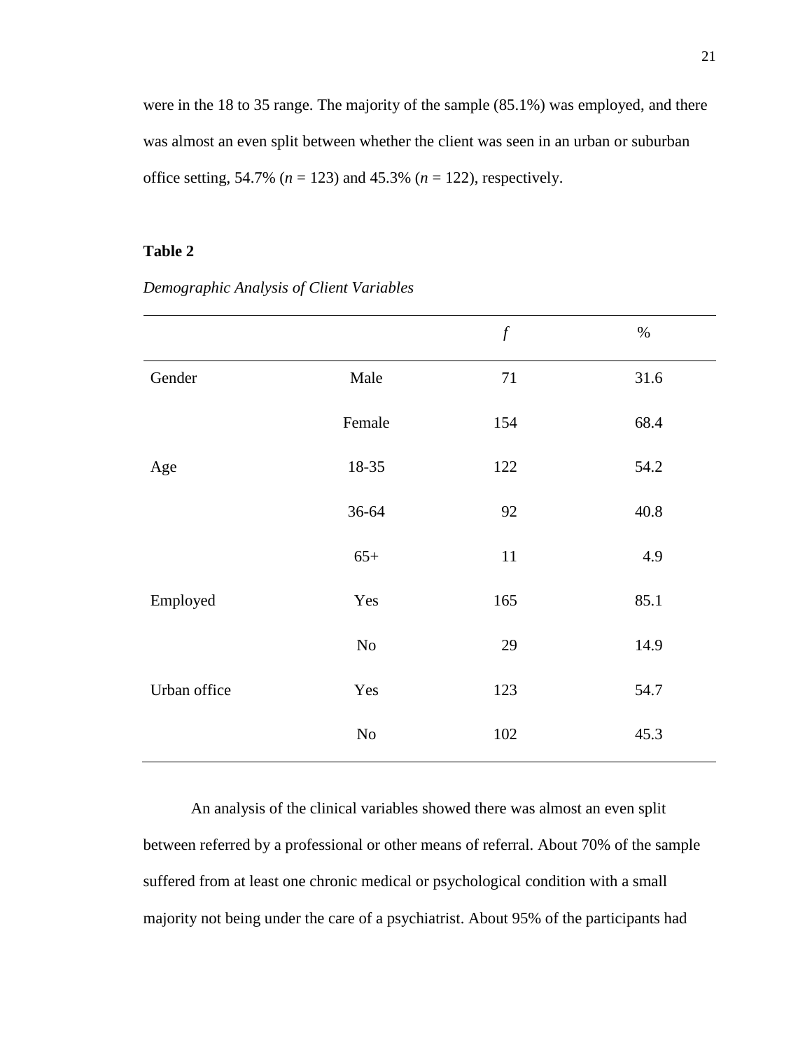were in the 18 to 35 range. The majority of the sample (85.1%) was employed, and there was almost an even split between whether the client was seen in an urban or suburban office setting, 54.7% (*n* = 123) and 45.3% (*n* = 122), respectively.

**Table 2**

*Demographic Analysis of Client Variables*

| | | *f* | % |
|---|---|---|---|
| Gender | Male | 71 | 31.6 |
| | Female | 154 | 68.4 |
| Age | 18-35 | 122 | 54.2 |
| | 36-64 | 92 | 40.8 |
| | 65+ | 11 | 4.9 |
| Employed | Yes | 165 | 85.1 |
| | No | 29 | 14.9 |
| Urban office | Yes | 123 | 54.7 |
| | No | 102 | 45.3 |

An analysis of the clinical variables showed there was almost an even split between referred by a professional or other means of referral. About 70% of the sample suffered from at least one chronic medical or psychological condition with a small majority not being under the care of a psychiatrist. About 95% of the participants had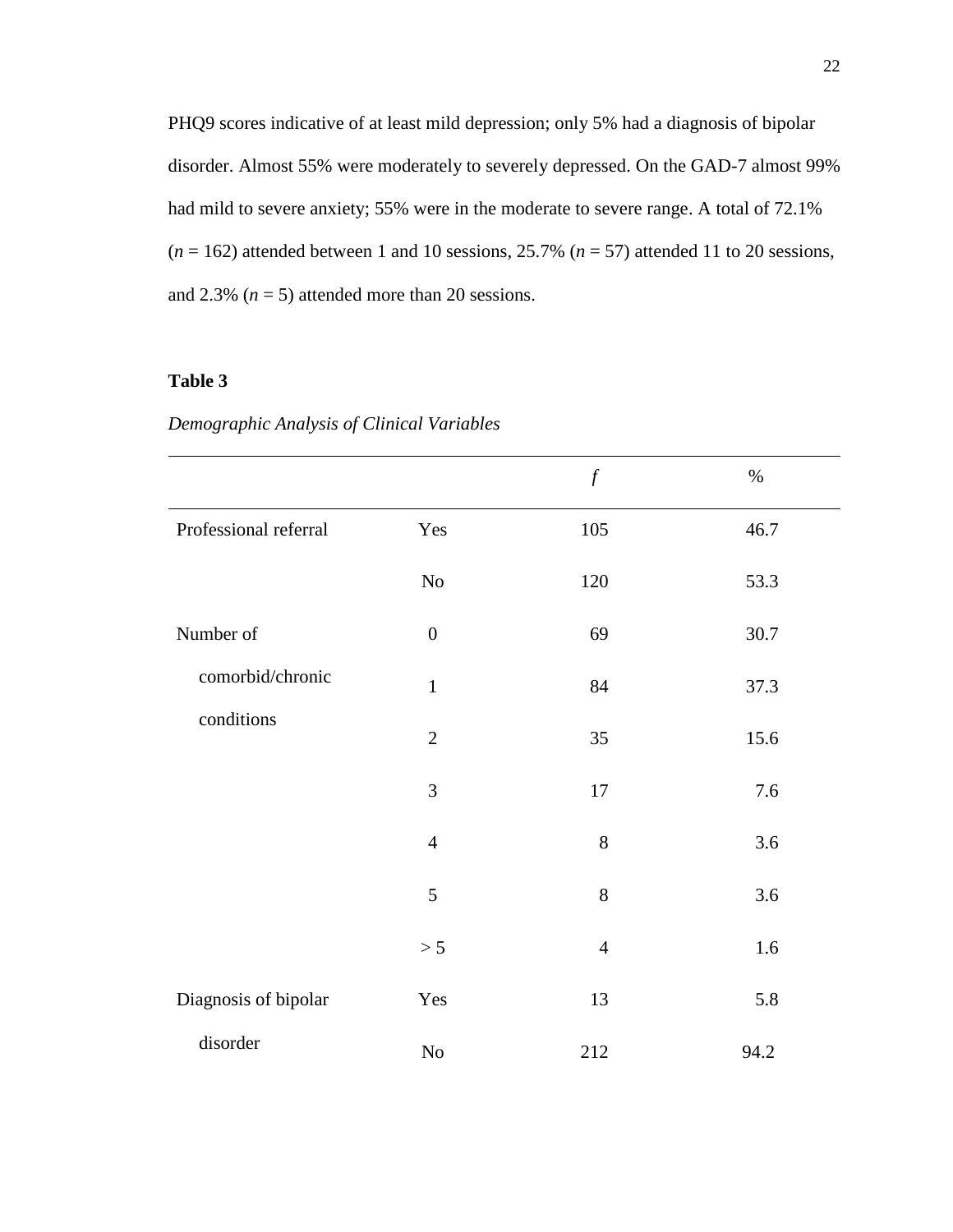PHQ9 scores indicative of at least mild depression; only 5% had a diagnosis of bipolar disorder. Almost 55% were moderately to severely depressed. On the GAD-7 almost 99% had mild to severe anxiety; 55% were in the moderate to severe range. A total of 72.1% (*n* = 162) attended between 1 and 10 sessions, 25.7% (*n* = 57) attended 11 to 20 sessions, and 2.3% (*n* = 5) attended more than 20 sessions.

**Table 3**

*Demographic Analysis of Clinical Variables*

| | | *f* | % |
|---|---|---|---|
| Professional referral | Yes | 105 | 46.7 |
| | No | 120 | 53.3 |
| Number of comorbid/chronic conditions | 0 | 69 | 30.7 |
| | 1 | 84 | 37.3 |
| | 2 | 35 | 15.6 |
| | 3 | 17 | 7.6 |
| | 4 | 8 | 3.6 |
| | 5 | 8 | 3.6 |
| | > 5 | 4 | 1.6 |
| Diagnosis of bipolar disorder | Yes | 13 | 5.8 |
| | No | 212 | 94.2 |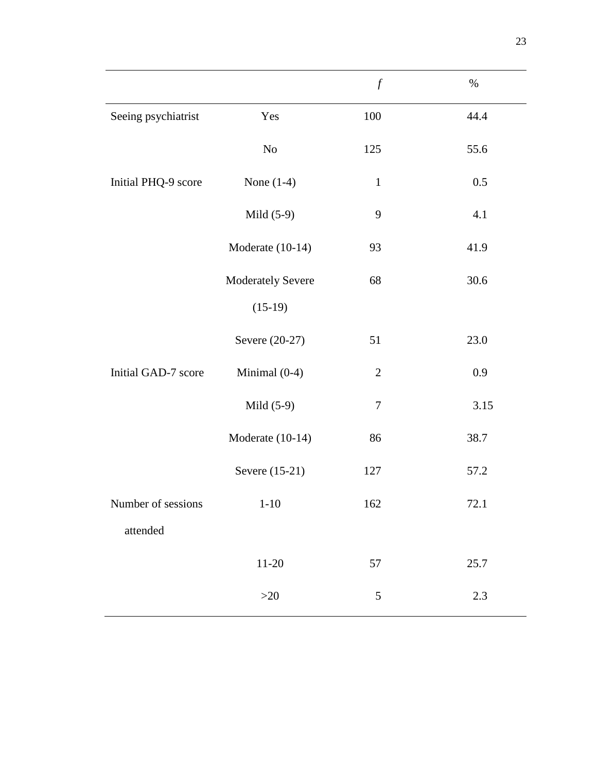| | | *f* | % |
|---|---|---|---|
| Seeing psychiatrist | Yes | 100 | 44.4 |
| | No | 125 | 55.6 |
| Initial PHQ-9 score | None (1-4) | 1 | 0.5 |
| | Mild (5-9) | 9 | 4.1 |
| | Moderate (10-14) | 93 | 41.9 |
| | Moderately Severe (15-19) | 68 | 30.6 |
| | Severe (20-27) | 51 | 23.0 |
| Initial GAD-7 score | Minimal (0-4) | 2 | 0.9 |
| | Mild (5-9) | 7 | 3.15 |
| | Moderate (10-14) | 86 | 38.7 |
| | Severe (15-21) | 127 | 57.2 |
| Number of sessions attended | 1-10 | 162 | 72.1 |
| | 11-20 | 57 | 25.7 |
| | >20 | 5 | 2.3 |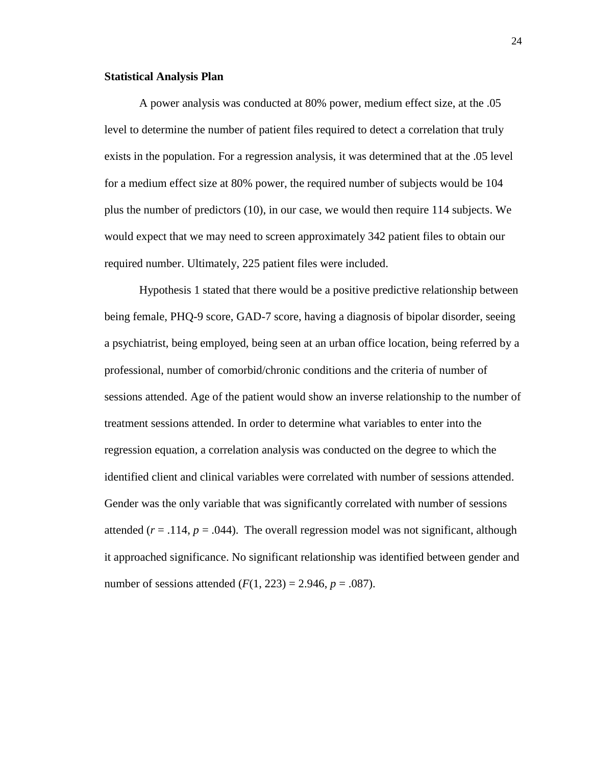**Statistical Analysis Plan**

A power analysis was conducted at 80% power, medium effect size, at the .05 level to determine the number of patient files required to detect a correlation that truly exists in the population. For a regression analysis, it was determined that at the .05 level for a medium effect size at 80% power, the required number of subjects would be 104 plus the number of predictors (10), in our case, we would then require 114 subjects. We would expect that we may need to screen approximately 342 patient files to obtain our required number. Ultimately, 225 patient files were included.

Hypothesis 1 stated that there would be a positive predictive relationship between being female, PHQ-9 score, GAD-7 score, having a diagnosis of bipolar disorder, seeing a psychiatrist, being employed, being seen at an urban office location, being referred by a professional, number of comorbid/chronic conditions and the criteria of number of sessions attended. Age of the patient would show an inverse relationship to the number of treatment sessions attended. In order to determine what variables to enter into the regression equation, a correlation analysis was conducted on the degree to which the identified client and clinical variables were correlated with number of sessions attended. Gender was the only variable that was significantly correlated with number of sessions attended ($r = .114$, $p = .044$). The overall regression model was not significant, although it approached significance. No significant relationship was identified between gender and number of sessions attended ($F(1, 223) = 2.946$, $p = .087$).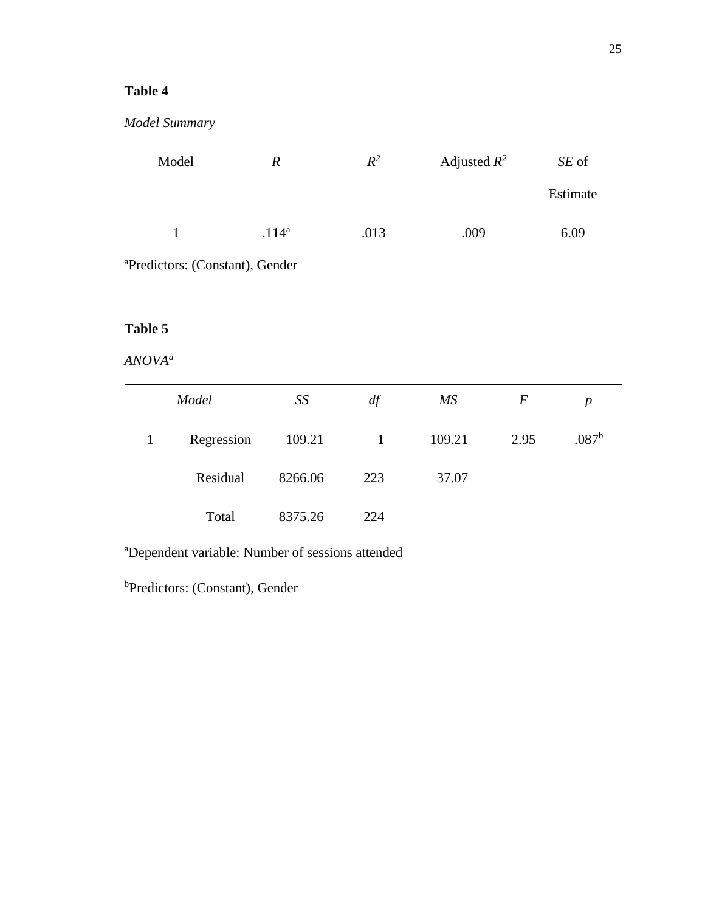**Table 4**

*Model Summary*

| Model | *R* | $R^2$ | Adjusted $R^2$ | *SE* of Estimate |
|---|---|---|---|---|
| 1 | .114[a] | .013 | .009 | 6.09 |

[a]Predictors: (Constant), Gender

**Table 5**

*ANOVA*[a]

| *Model* | | *SS* | *df* | *MS* | *F* | *p* |
|---|---|---|---|---|---|---|
| 1 | Regression | 109.21 | 1 | 109.21 | 2.95 | .087[b] |
| | Residual | 8266.06 | 223 | 37.07 | | |
| | Total | 8375.26 | 224 | | | |

[a]Dependent variable: Number of sessions attended

[b]Predictors: (Constant), Gender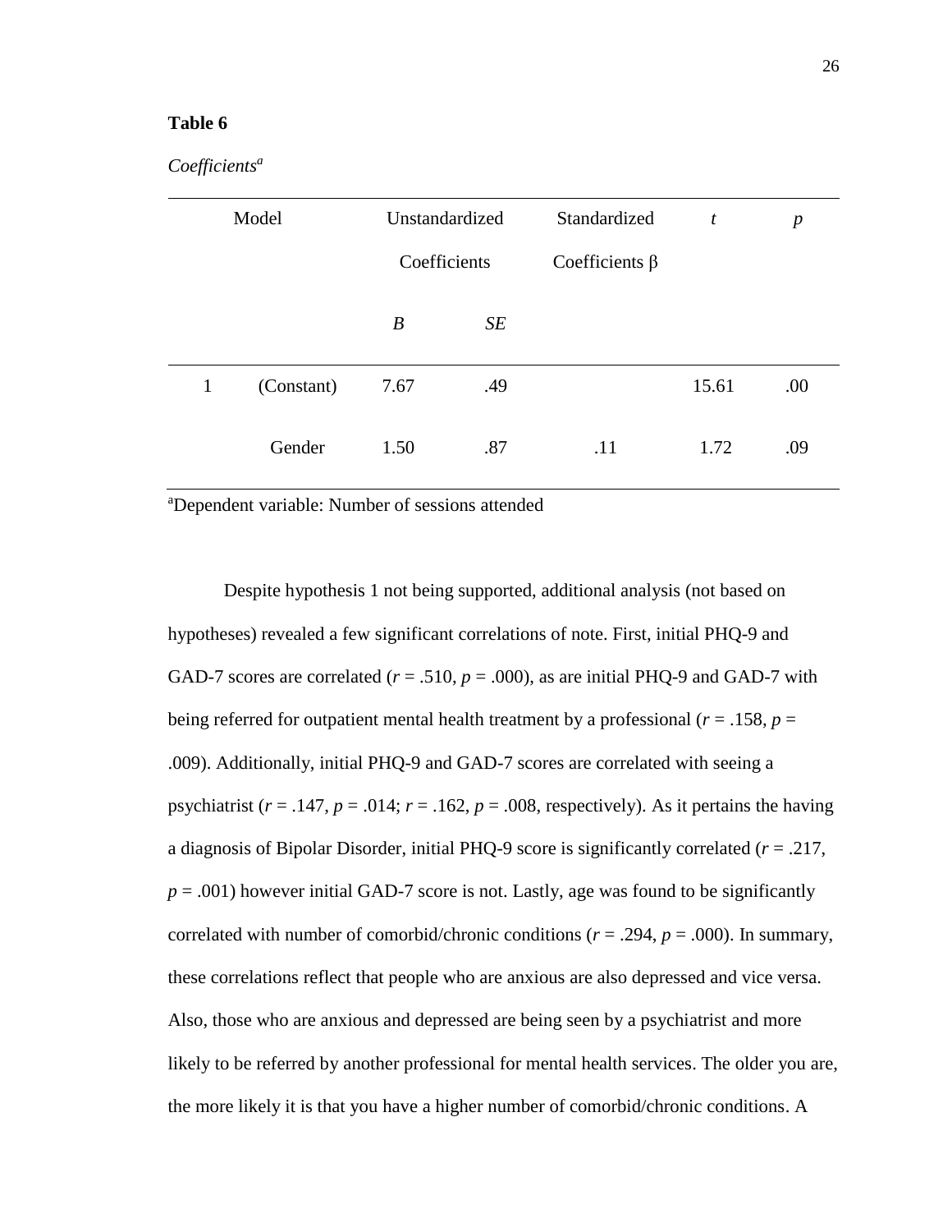**Table 6**

*Coefficients*[a]

| Model | | Unstandardized Coefficients | | Standardized Coefficients β | *t* | *p* |
|---|---|---|---|---|---|---|
| | | *B* | *SE* | | | |
| 1 | (Constant) | 7.67 | .49 | | 15.61 | .00 |
| | Gender | 1.50 | .87 | .11 | 1.72 | .09 |

[a]Dependent variable: Number of sessions attended

Despite hypothesis 1 not being supported, additional analysis (not based on hypotheses) revealed a few significant correlations of note. First, initial PHQ-9 and GAD-7 scores are correlated ($r$ = .510, $p$ = .000), as are initial PHQ-9 and GAD-7 with being referred for outpatient mental health treatment by a professional ($r$ = .158, $p$ = .009). Additionally, initial PHQ-9 and GAD-7 scores are correlated with seeing a psychiatrist ($r$ = .147, $p$ = .014; $r$ = .162, $p$ = .008, respectively). As it pertains the having a diagnosis of Bipolar Disorder, initial PHQ-9 score is significantly correlated ($r$ = .217, $p$ = .001) however initial GAD-7 score is not. Lastly, age was found to be significantly correlated with number of comorbid/chronic conditions ($r$ = .294, $p$ = .000). In summary, these correlations reflect that people who are anxious are also depressed and vice versa. Also, those who are anxious and depressed are being seen by a psychiatrist and more likely to be referred by another professional for mental health services. The older you are, the more likely it is that you have a higher number of comorbid/chronic conditions. A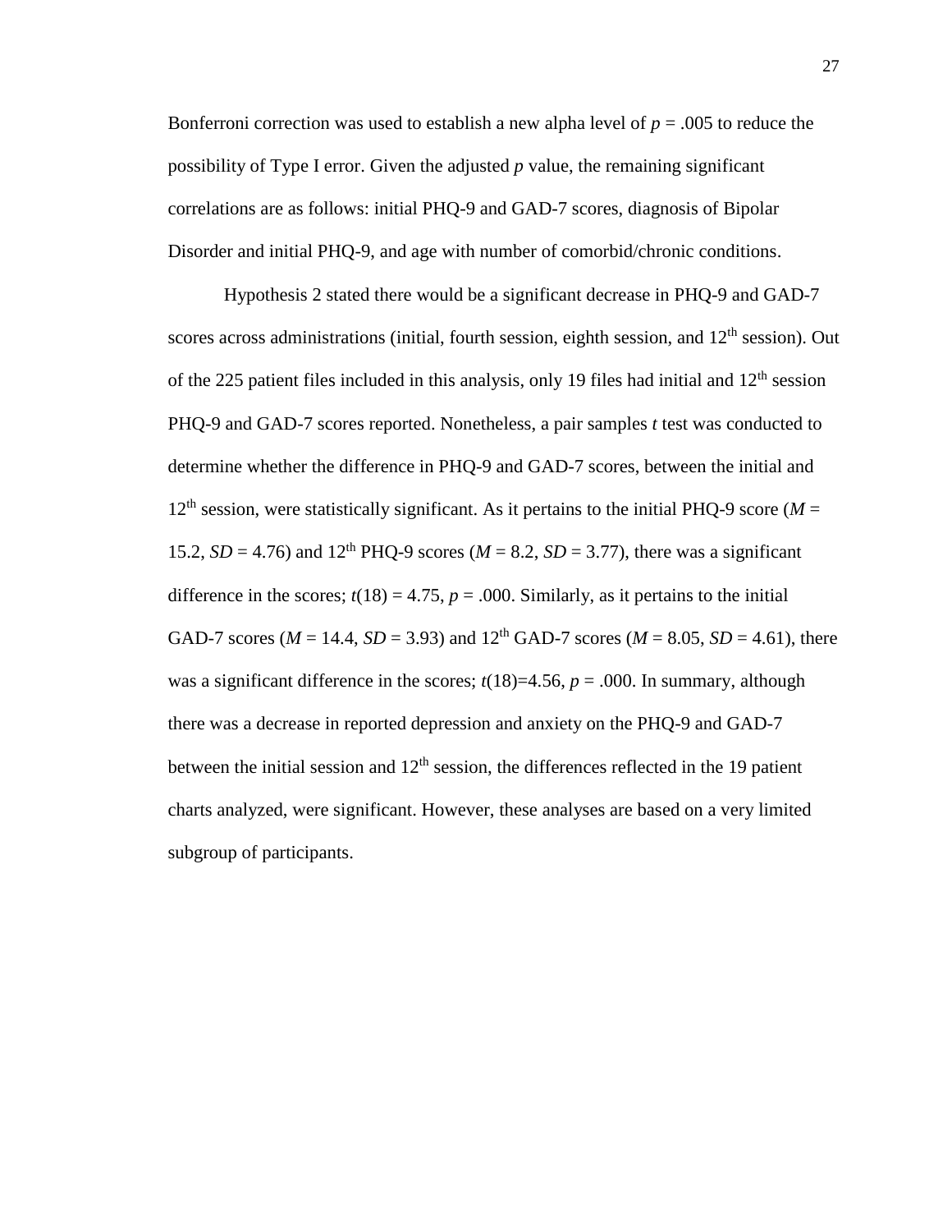Bonferroni correction was used to establish a new alpha level of $p = .005$ to reduce the possibility of Type I error. Given the adjusted *p* value, the remaining significant correlations are as follows: initial PHQ-9 and GAD-7 scores, diagnosis of Bipolar Disorder and initial PHQ-9, and age with number of comorbid/chronic conditions.

Hypothesis 2 stated there would be a significant decrease in PHQ-9 and GAD-7 scores across administrations (initial, fourth session, eighth session, and 12th session). Out of the 225 patient files included in this analysis, only 19 files had initial and 12th session PHQ-9 and GAD-7 scores reported. Nonetheless, a pair samples *t* test was conducted to determine whether the difference in PHQ-9 and GAD-7 scores, between the initial and 12th session, were statistically significant. As it pertains to the initial PHQ-9 score ($M$ = 15.2, $SD$ = 4.76) and 12th PHQ-9 scores ($M$ = 8.2, $SD$ = 3.77), there was a significant difference in the scores; $t(18) = 4.75$, $p = .000$. Similarly, as it pertains to the initial GAD-7 scores ($M$ = 14.4, $SD$ = 3.93) and 12th GAD-7 scores ($M$ = 8.05, $SD$ = 4.61), there was a significant difference in the scores; $t(18)=4.56$, $p = .000$. In summary, although there was a decrease in reported depression and anxiety on the PHQ-9 and GAD-7 between the initial session and 12th session, the differences reflected in the 19 patient charts analyzed, were significant. However, these analyses are based on a very limited subgroup of participants.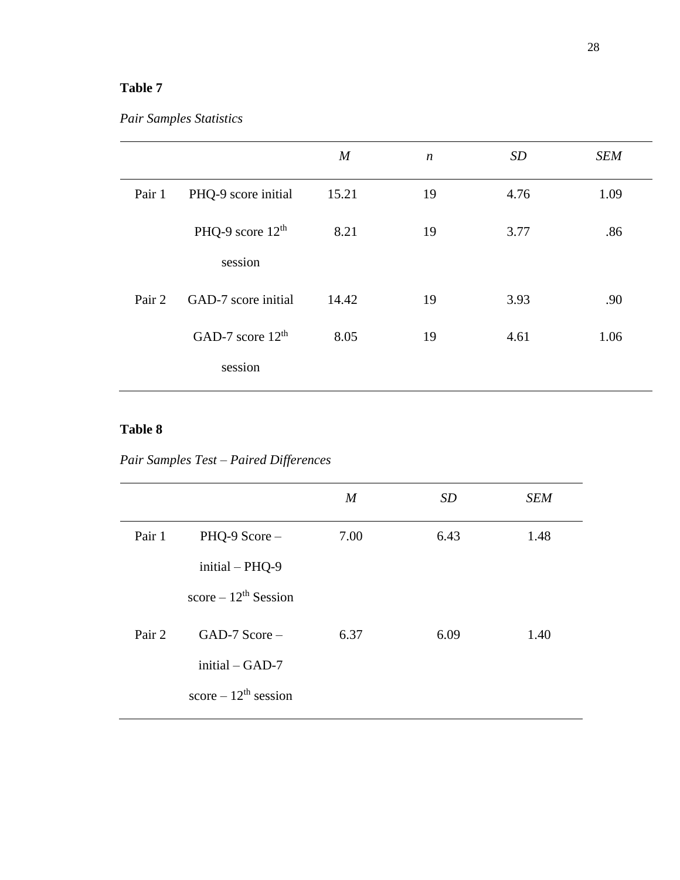**Table 7**

*Pair Samples Statistics*

| | | *M* | *n* | *SD* | *SEM* |
|---|---|---|---|---|---|
| Pair 1 | PHQ-9 score initial | 15.21 | 19 | 4.76 | 1.09 |
| | PHQ-9 score 12th session | 8.21 | 19 | 3.77 | .86 |
| Pair 2 | GAD-7 score initial | 14.42 | 19 | 3.93 | .90 |
| | GAD-7 score 12th session | 8.05 | 19 | 4.61 | 1.06 |

**Table 8**

*Pair Samples Test – Paired Differences*

| | | *M* | *SD* | *SEM* |
|---|---|---|---|---|
| Pair 1 | PHQ-9 Score – initial – PHQ-9 score – 12th Session | 7.00 | 6.43 | 1.48 |
| Pair 2 | GAD-7 Score – initial – GAD-7 score – 12th session | 6.37 | 6.09 | 1.40 |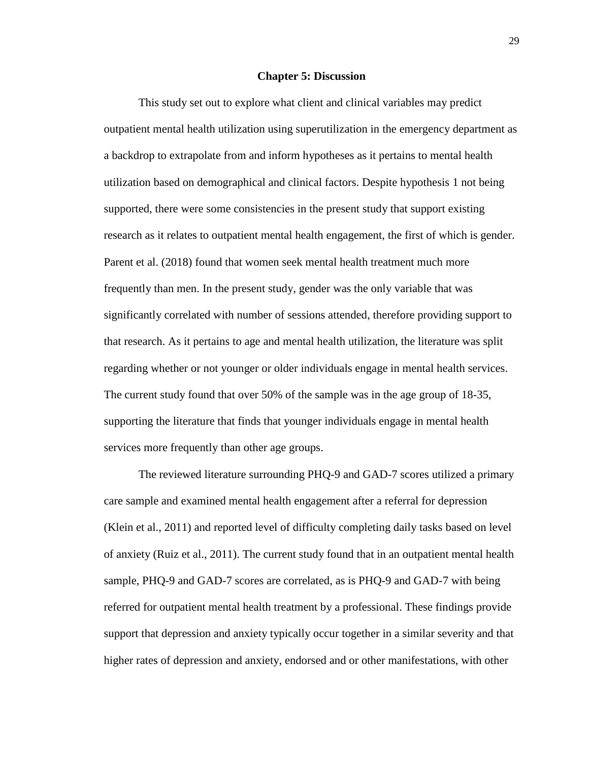# Chapter 5: Discussion

This study set out to explore what client and clinical variables may predict outpatient mental health utilization using superutilization in the emergency department as a backdrop to extrapolate from and inform hypotheses as it pertains to mental health utilization based on demographical and clinical factors. Despite hypothesis 1 not being supported, there were some consistencies in the present study that support existing research as it relates to outpatient mental health engagement, the first of which is gender. Parent et al. (2018) found that women seek mental health treatment much more frequently than men. In the present study, gender was the only variable that was significantly correlated with number of sessions attended, therefore providing support to that research. As it pertains to age and mental health utilization, the literature was split regarding whether or not younger or older individuals engage in mental health services. The current study found that over 50% of the sample was in the age group of 18-35, supporting the literature that finds that younger individuals engage in mental health services more frequently than other age groups.

The reviewed literature surrounding PHQ-9 and GAD-7 scores utilized a primary care sample and examined mental health engagement after a referral for depression (Klein et al., 2011) and reported level of difficulty completing daily tasks based on level of anxiety (Ruiz et al., 2011). The current study found that in an outpatient mental health sample, PHQ-9 and GAD-7 scores are correlated, as is PHQ-9 and GAD-7 with being referred for outpatient mental health treatment by a professional. These findings provide support that depression and anxiety typically occur together in a similar severity and that higher rates of depression and anxiety, endorsed and or other manifestations, with other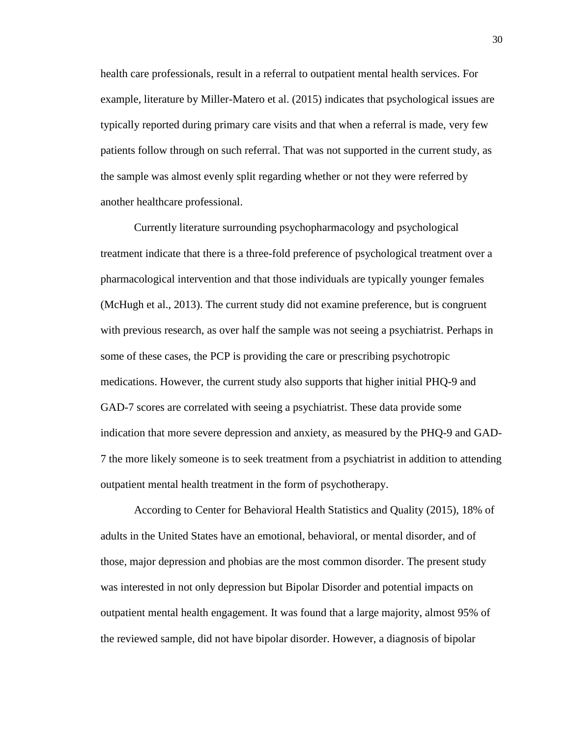health care professionals, result in a referral to outpatient mental health services. For example, literature by Miller-Matero et al. (2015) indicates that psychological issues are typically reported during primary care visits and that when a referral is made, very few patients follow through on such referral. That was not supported in the current study, as the sample was almost evenly split regarding whether or not they were referred by another healthcare professional.

Currently literature surrounding psychopharmacology and psychological treatment indicate that there is a three-fold preference of psychological treatment over a pharmacological intervention and that those individuals are typically younger females (McHugh et al., 2013). The current study did not examine preference, but is congruent with previous research, as over half the sample was not seeing a psychiatrist. Perhaps in some of these cases, the PCP is providing the care or prescribing psychotropic medications. However, the current study also supports that higher initial PHQ-9 and GAD-7 scores are correlated with seeing a psychiatrist. These data provide some indication that more severe depression and anxiety, as measured by the PHQ-9 and GAD-7 the more likely someone is to seek treatment from a psychiatrist in addition to attending outpatient mental health treatment in the form of psychotherapy.

According to Center for Behavioral Health Statistics and Quality (2015), 18% of adults in the United States have an emotional, behavioral, or mental disorder, and of those, major depression and phobias are the most common disorder. The present study was interested in not only depression but Bipolar Disorder and potential impacts on outpatient mental health engagement. It was found that a large majority, almost 95% of the reviewed sample, did not have bipolar disorder. However, a diagnosis of bipolar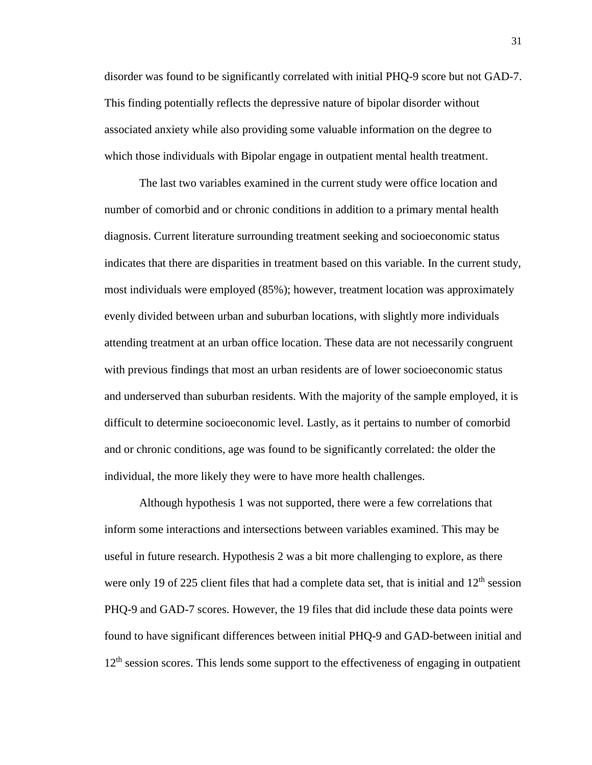disorder was found to be significantly correlated with initial PHQ-9 score but not GAD-7. This finding potentially reflects the depressive nature of bipolar disorder without associated anxiety while also providing some valuable information on the degree to which those individuals with Bipolar engage in outpatient mental health treatment.

The last two variables examined in the current study were office location and number of comorbid and or chronic conditions in addition to a primary mental health diagnosis. Current literature surrounding treatment seeking and socioeconomic status indicates that there are disparities in treatment based on this variable. In the current study, most individuals were employed (85%); however, treatment location was approximately evenly divided between urban and suburban locations, with slightly more individuals attending treatment at an urban office location. These data are not necessarily congruent with previous findings that most an urban residents are of lower socioeconomic status and underserved than suburban residents. With the majority of the sample employed, it is difficult to determine socioeconomic level. Lastly, as it pertains to number of comorbid and or chronic conditions, age was found to be significantly correlated: the older the individual, the more likely they were to have more health challenges.

Although hypothesis 1 was not supported, there were a few correlations that inform some interactions and intersections between variables examined. This may be useful in future research. Hypothesis 2 was a bit more challenging to explore, as there were only 19 of 225 client files that had a complete data set, that is initial and 12th session PHQ-9 and GAD-7 scores. However, the 19 files that did include these data points were found to have significant differences between initial PHQ-9 and GAD-between initial and 12th session scores. This lends some support to the effectiveness of engaging in outpatient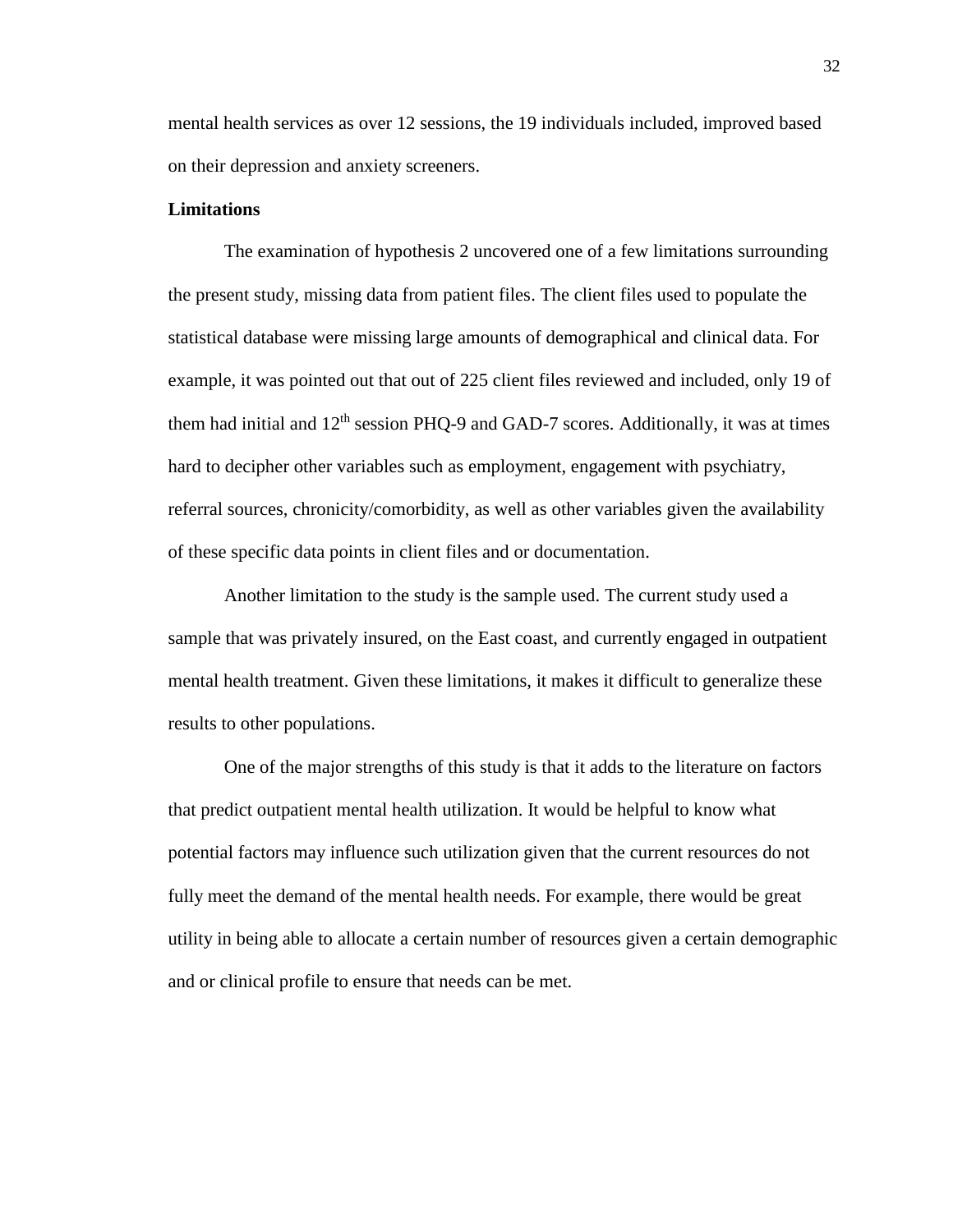mental health services as over 12 sessions, the 19 individuals included, improved based on their depression and anxiety screeners.

**Limitations**

The examination of hypothesis 2 uncovered one of a few limitations surrounding the present study, missing data from patient files. The client files used to populate the statistical database were missing large amounts of demographical and clinical data. For example, it was pointed out that out of 225 client files reviewed and included, only 19 of them had initial and 12th session PHQ-9 and GAD-7 scores. Additionally, it was at times hard to decipher other variables such as employment, engagement with psychiatry, referral sources, chronicity/comorbidity, as well as other variables given the availability of these specific data points in client files and or documentation.

Another limitation to the study is the sample used. The current study used a sample that was privately insured, on the East coast, and currently engaged in outpatient mental health treatment. Given these limitations, it makes it difficult to generalize these results to other populations.

One of the major strengths of this study is that it adds to the literature on factors that predict outpatient mental health utilization. It would be helpful to know what potential factors may influence such utilization given that the current resources do not fully meet the demand of the mental health needs. For example, there would be great utility in being able to allocate a certain number of resources given a certain demographic and or clinical profile to ensure that needs can be met.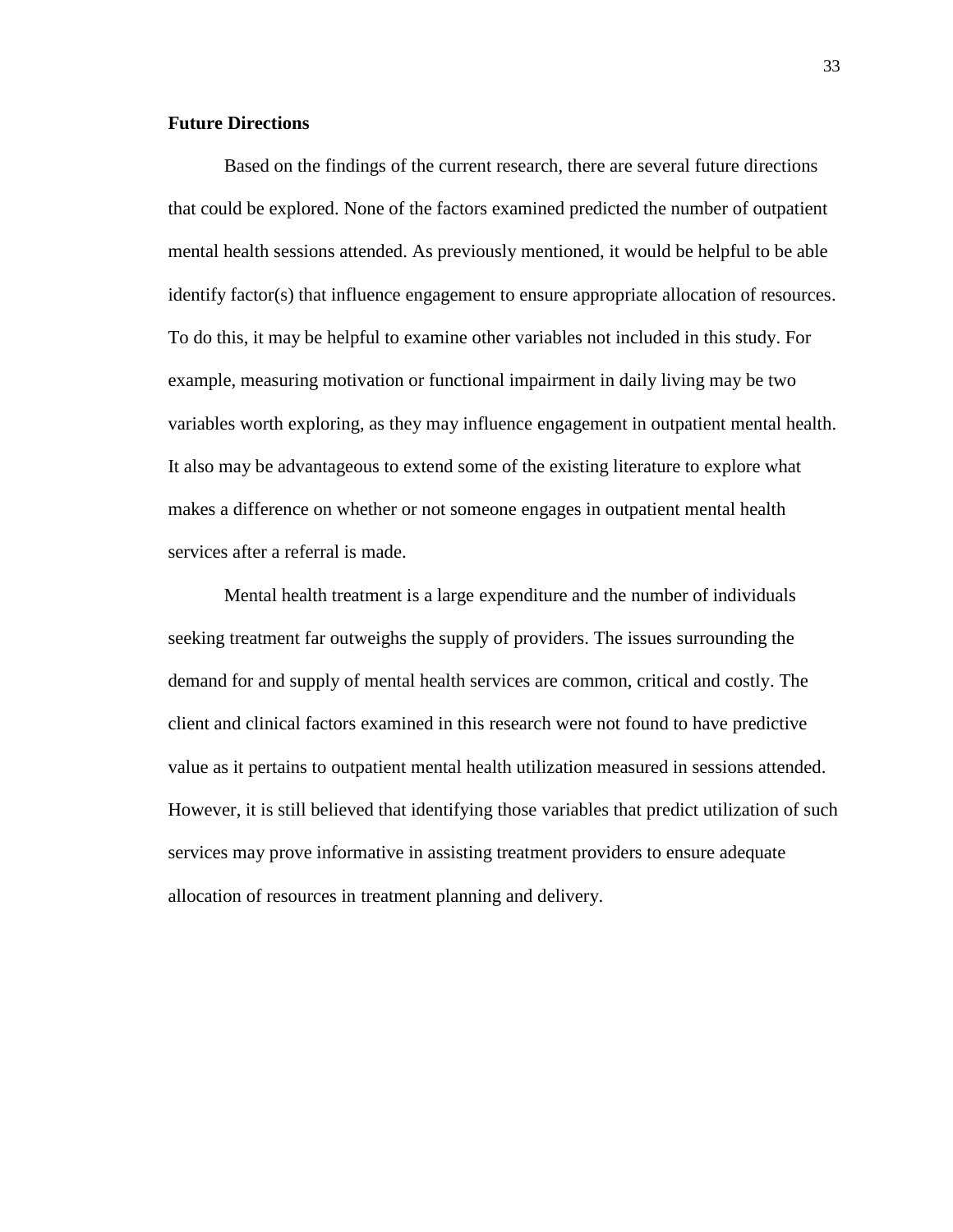**Future Directions**

Based on the findings of the current research, there are several future directions that could be explored. None of the factors examined predicted the number of outpatient mental health sessions attended. As previously mentioned, it would be helpful to be able identify factor(s) that influence engagement to ensure appropriate allocation of resources. To do this, it may be helpful to examine other variables not included in this study. For example, measuring motivation or functional impairment in daily living may be two variables worth exploring, as they may influence engagement in outpatient mental health. It also may be advantageous to extend some of the existing literature to explore what makes a difference on whether or not someone engages in outpatient mental health services after a referral is made.

Mental health treatment is a large expenditure and the number of individuals seeking treatment far outweighs the supply of providers. The issues surrounding the demand for and supply of mental health services are common, critical and costly. The client and clinical factors examined in this research were not found to have predictive value as it pertains to outpatient mental health utilization measured in sessions attended. However, it is still believed that identifying those variables that predict utilization of such services may prove informative in assisting treatment providers to ensure adequate allocation of resources in treatment planning and delivery.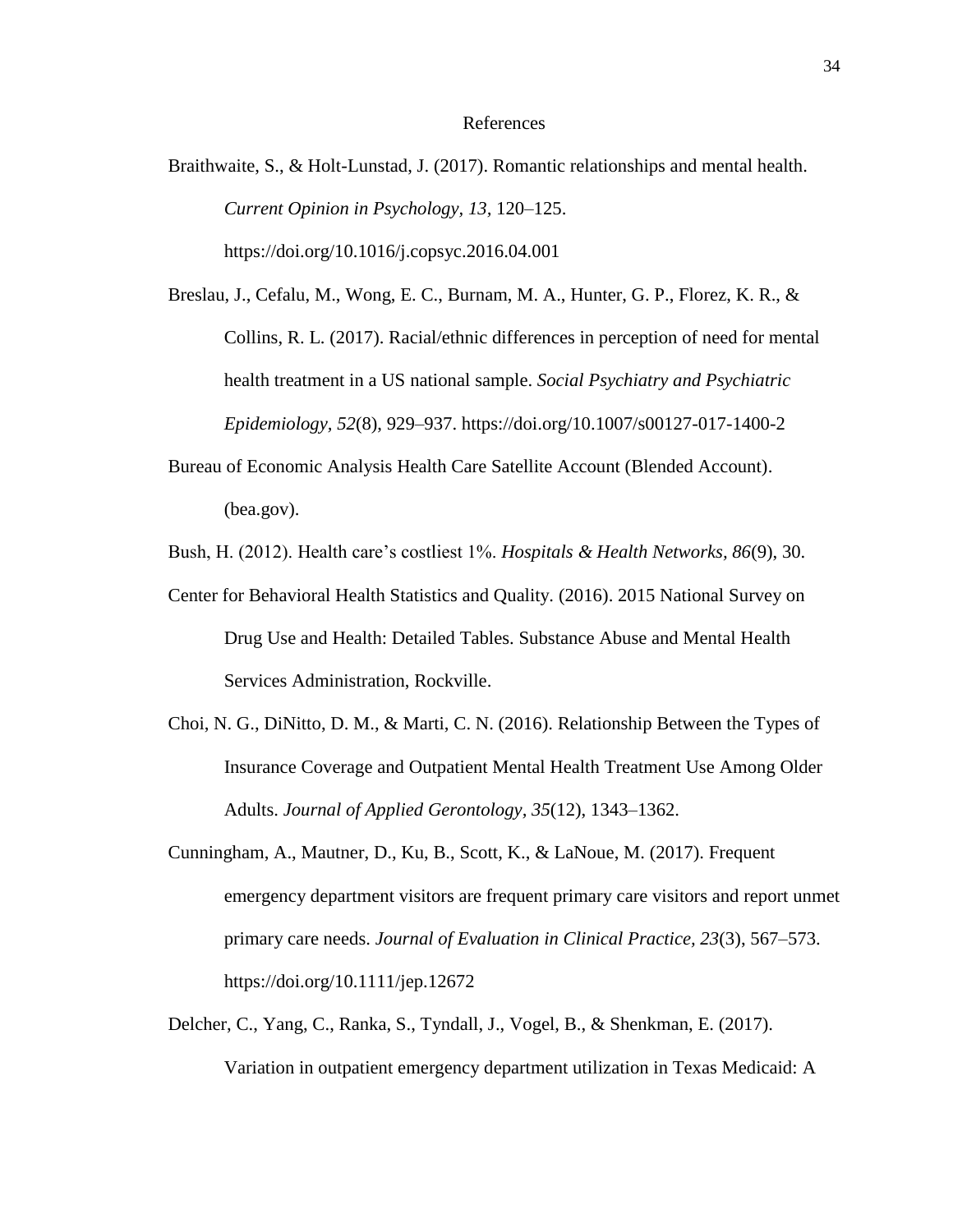# References

Braithwaite, S., & Holt-Lunstad, J. (2017). Romantic relationships and mental health. *Current Opinion in Psychology*, *13*, 120–125. https://doi.org/10.1016/j.copsyc.2016.04.001

Breslau, J., Cefalu, M., Wong, E. C., Burnam, M. A., Hunter, G. P., Florez, K. R., & Collins, R. L. (2017). Racial/ethnic differences in perception of need for mental health treatment in a US national sample. *Social Psychiatry and Psychiatric Epidemiology*, *52*(8), 929–937. https://doi.org/10.1007/s00127-017-1400-2

Bureau of Economic Analysis Health Care Satellite Account (Blended Account). (bea.gov).

Bush, H. (2012). Health care's costliest 1%. *Hospitals & Health Networks*, *86*(9), 30.

Center for Behavioral Health Statistics and Quality. (2016). 2015 National Survey on Drug Use and Health: Detailed Tables. Substance Abuse and Mental Health Services Administration, Rockville.

Choi, N. G., DiNitto, D. M., & Marti, C. N. (2016). Relationship Between the Types of Insurance Coverage and Outpatient Mental Health Treatment Use Among Older Adults. *Journal of Applied Gerontology*, *35*(12), 1343–1362.

Cunningham, A., Mautner, D., Ku, B., Scott, K., & LaNoue, M. (2017). Frequent emergency department visitors are frequent primary care visitors and report unmet primary care needs. *Journal of Evaluation in Clinical Practice*, *23*(3), 567–573. https://doi.org/10.1111/jep.12672

Delcher, C., Yang, C., Ranka, S., Tyndall, J., Vogel, B., & Shenkman, E. (2017). Variation in outpatient emergency department utilization in Texas Medicaid: A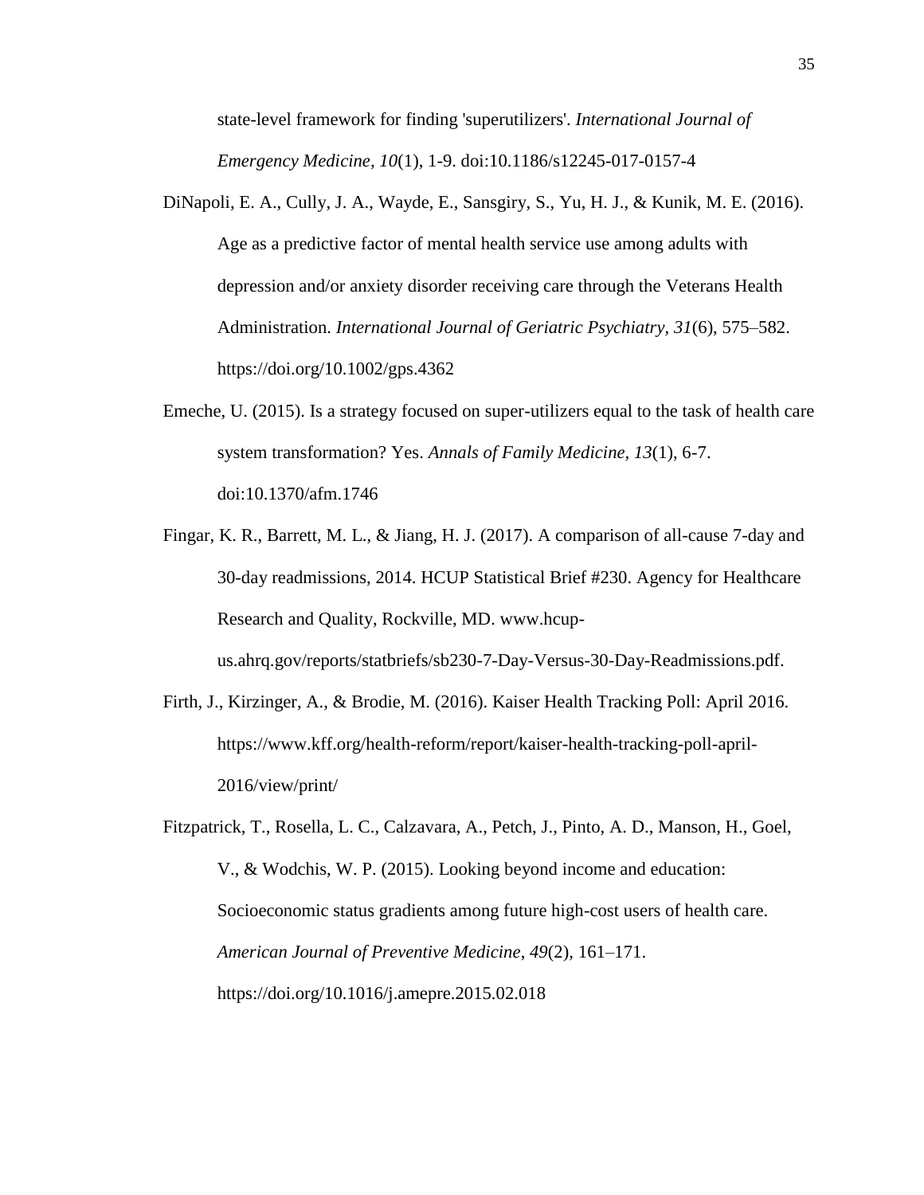state-level framework for finding 'superutilizers'. *International Journal of Emergency Medicine*, *10*(1), 1-9. doi:10.1186/s12245-017-0157-4

DiNapoli, E. A., Cully, J. A., Wayde, E., Sansgiry, S., Yu, H. J., & Kunik, M. E. (2016). Age as a predictive factor of mental health service use among adults with depression and/or anxiety disorder receiving care through the Veterans Health Administration. *International Journal of Geriatric Psychiatry*, *31*(6), 575–582. https://doi.org/10.1002/gps.4362

Emeche, U. (2015). Is a strategy focused on super-utilizers equal to the task of health care system transformation? Yes. *Annals of Family Medicine*, *13*(1), 6-7. doi:10.1370/afm.1746

Fingar, K. R., Barrett, M. L., & Jiang, H. J. (2017). A comparison of all-cause 7-day and 30-day readmissions, 2014. HCUP Statistical Brief #230. Agency for Healthcare Research and Quality, Rockville, MD. www.hcup-us.ahrq.gov/reports/statbriefs/sb230-7-Day-Versus-30-Day-Readmissions.pdf.

Firth, J., Kirzinger, A., & Brodie, M. (2016). Kaiser Health Tracking Poll: April 2016. https://www.kff.org/health-reform/report/kaiser-health-tracking-poll-april-2016/view/print/

Fitzpatrick, T., Rosella, L. C., Calzavara, A., Petch, J., Pinto, A. D., Manson, H., Goel, V., & Wodchis, W. P. (2015). Looking beyond income and education: Socioeconomic status gradients among future high-cost users of health care. *American Journal of Preventive Medicine*, *49*(2), 161–171. https://doi.org/10.1016/j.amepre.2015.02.018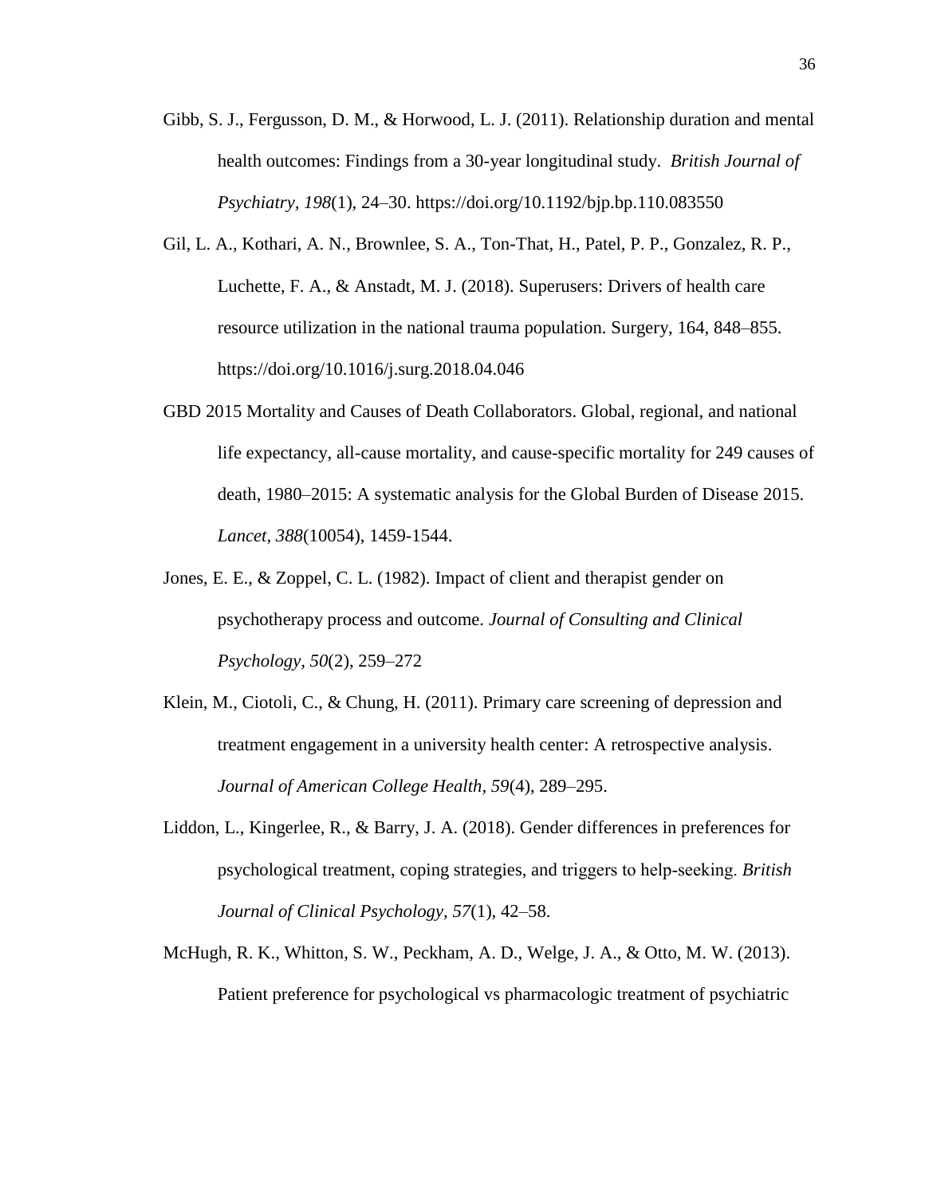Gibb, S. J., Fergusson, D. M., & Horwood, L. J. (2011). Relationship duration and mental health outcomes: Findings from a 30-year longitudinal study. *British Journal of Psychiatry*, *198*(1), 24–30. https://doi.org/10.1192/bjp.bp.110.083550

Gil, L. A., Kothari, A. N., Brownlee, S. A., Ton-That, H., Patel, P. P., Gonzalez, R. P., Luchette, F. A., & Anstadt, M. J. (2018). Superusers: Drivers of health care resource utilization in the national trauma population. Surgery, 164, 848–855. https://doi.org/10.1016/j.surg.2018.04.046

GBD 2015 Mortality and Causes of Death Collaborators. Global, regional, and national life expectancy, all-cause mortality, and cause-specific mortality for 249 causes of death, 1980–2015: A systematic analysis for the Global Burden of Disease 2015. *Lancet, 388*(10054), 1459-1544.

Jones, E. E., & Zoppel, C. L. (1982). Impact of client and therapist gender on psychotherapy process and outcome. *Journal of Consulting and Clinical Psychology*, *50*(2), 259–272

Klein, M., Ciotoli, C., & Chung, H. (2011). Primary care screening of depression and treatment engagement in a university health center: A retrospective analysis. *Journal of American College Health*, *59*(4), 289–295.

Liddon, L., Kingerlee, R., & Barry, J. A. (2018). Gender differences in preferences for psychological treatment, coping strategies, and triggers to help-seeking. *British Journal of Clinical Psychology, 57*(1), 42–58.

McHugh, R. K., Whitton, S. W., Peckham, A. D., Welge, J. A., & Otto, M. W. (2013). Patient preference for psychological vs pharmacologic treatment of psychiatric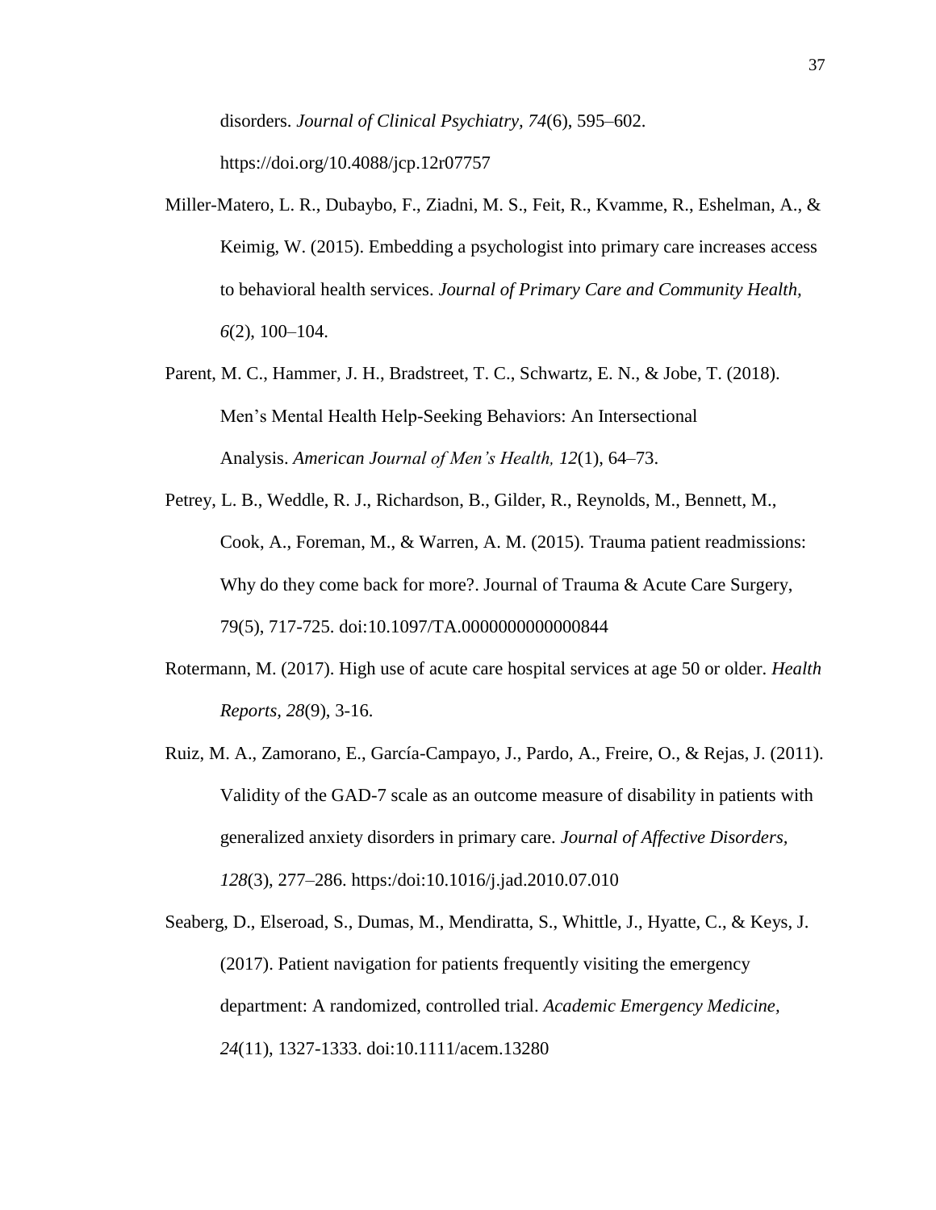disorders. *Journal of Clinical Psychiatry*, *74*(6), 595–602. https://doi.org/10.4088/jcp.12r07757

Miller-Matero, L. R., Dubaybo, F., Ziadni, M. S., Feit, R., Kvamme, R., Eshelman, A., & Keimig, W. (2015). Embedding a psychologist into primary care increases access to behavioral health services. *Journal of Primary Care and Community Health*, *6*(2), 100–104.

Parent, M. C., Hammer, J. H., Bradstreet, T. C., Schwartz, E. N., & Jobe, T. (2018). Men's Mental Health Help-Seeking Behaviors: An Intersectional Analysis. *American Journal of Men's Health, 12*(1), 64–73.

Petrey, L. B., Weddle, R. J., Richardson, B., Gilder, R., Reynolds, M., Bennett, M., Cook, A., Foreman, M., & Warren, A. M. (2015). Trauma patient readmissions: Why do they come back for more?. Journal of Trauma & Acute Care Surgery, 79(5), 717-725. doi:10.1097/TA.0000000000000844

Rotermann, M. (2017). High use of acute care hospital services at age 50 or older. *Health Reports*, *28*(9), 3-16.

Ruiz, M. A., Zamorano, E., García-Campayo, J., Pardo, A., Freire, O., & Rejas, J. (2011). Validity of the GAD-7 scale as an outcome measure of disability in patients with generalized anxiety disorders in primary care. *Journal of Affective Disorders*, *128*(3), 277–286. https:/doi:10.1016/j.jad.2010.07.010

Seaberg, D., Elseroad, S., Dumas, M., Mendiratta, S., Whittle, J., Hyatte, C., & Keys, J. (2017). Patient navigation for patients frequently visiting the emergency department: A randomized, controlled trial. *Academic Emergency Medicine*, *24*(11), 1327-1333. doi:10.1111/acem.13280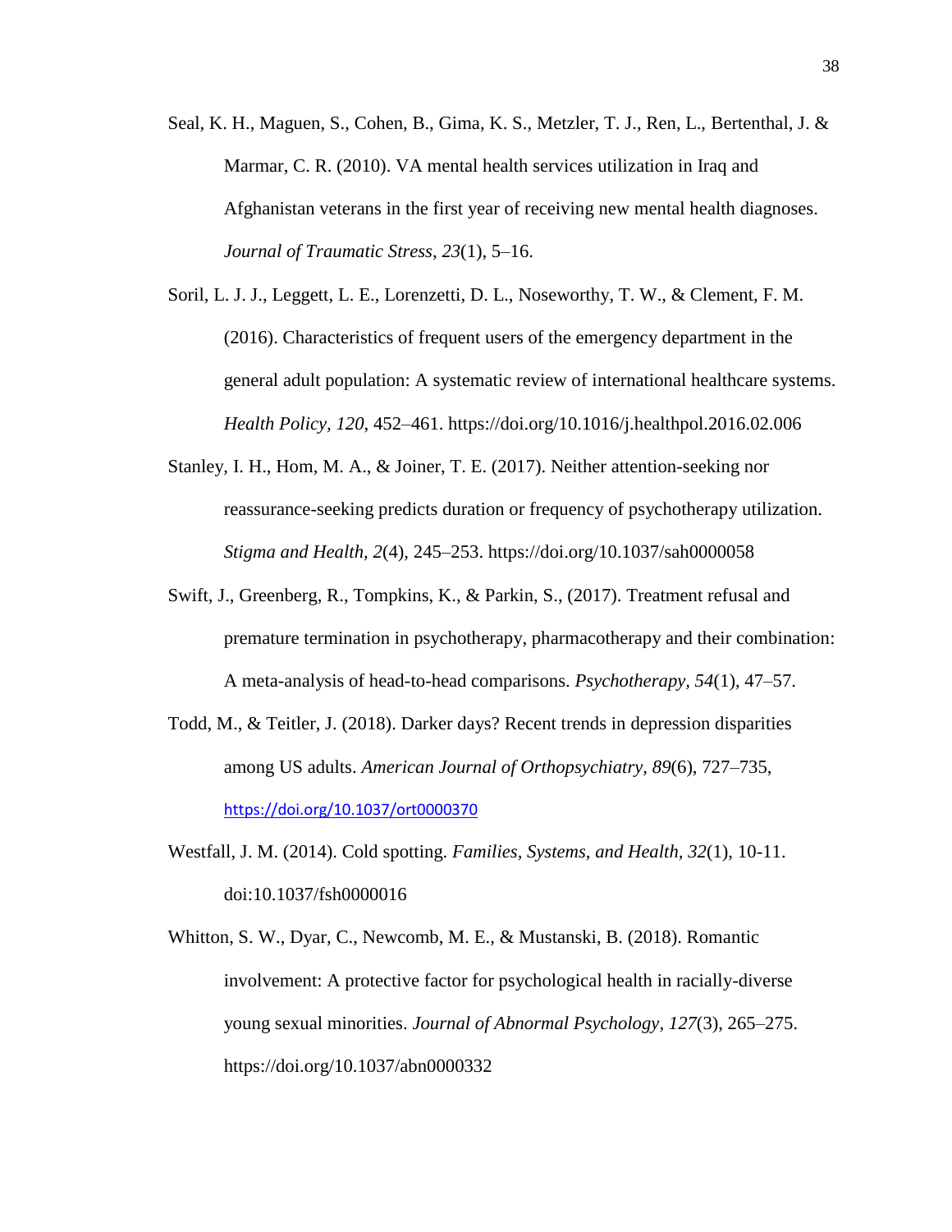Seal, K. H., Maguen, S., Cohen, B., Gima, K. S., Metzler, T. J., Ren, L., Bertenthal, J. & Marmar, C. R. (2010). VA mental health services utilization in Iraq and Afghanistan veterans in the first year of receiving new mental health diagnoses. *Journal of Traumatic Stress*, *23*(1), 5–16.

Soril, L. J. J., Leggett, L. E., Lorenzetti, D. L., Noseworthy, T. W., & Clement, F. M. (2016). Characteristics of frequent users of the emergency department in the general adult population: A systematic review of international healthcare systems. *Health Policy, 120*, 452–461. https://doi.org/10.1016/j.healthpol.2016.02.006

Stanley, I. H., Hom, M. A., & Joiner, T. E. (2017). Neither attention-seeking nor reassurance-seeking predicts duration or frequency of psychotherapy utilization. *Stigma and Health, 2*(4), 245–253. https://doi.org/10.1037/sah0000058

Swift, J., Greenberg, R., Tompkins, K., & Parkin, S., (2017). Treatment refusal and premature termination in psychotherapy, pharmacotherapy and their combination: A meta-analysis of head-to-head comparisons. *Psychotherapy, 54*(1), 47–57.

Todd, M., & Teitler, J. (2018). Darker days? Recent trends in depression disparities among US adults. *American Journal of Orthopsychiatry*, *89*(6), 727–735, https://doi.org/10.1037/ort0000370

Westfall, J. M. (2014). Cold spotting. *Families, Systems, and Health, 32*(1), 10-11. doi:10.1037/fsh0000016

Whitton, S. W., Dyar, C., Newcomb, M. E., & Mustanski, B. (2018). Romantic involvement: A protective factor for psychological health in racially-diverse young sexual minorities. *Journal of Abnormal Psychology*, *127*(3), 265–275. https://doi.org/10.1037/abn0000332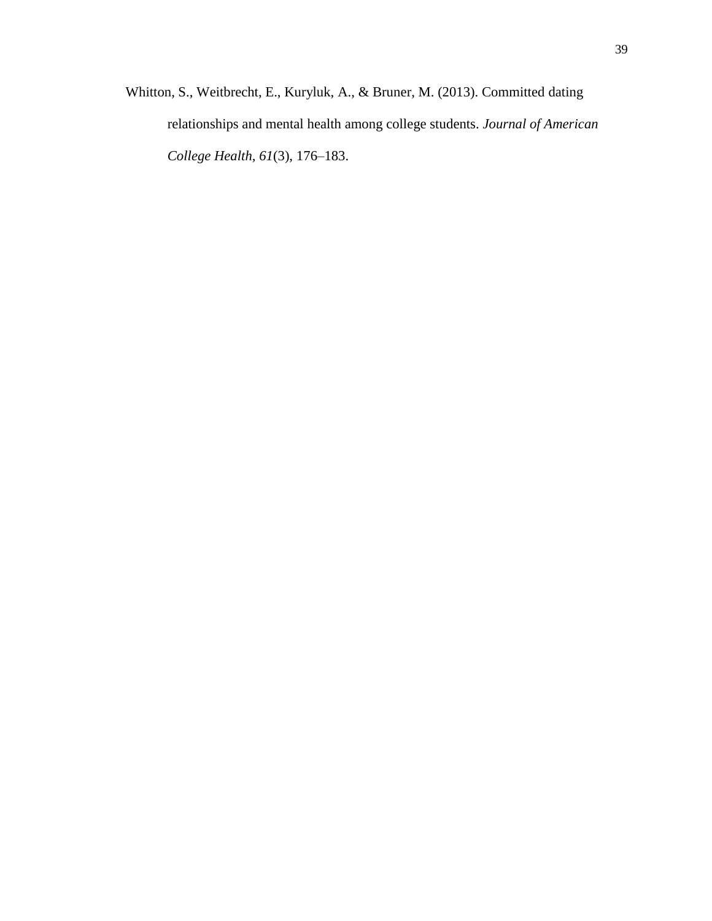Whitton, S., Weitbrecht, E., Kuryluk, A., & Bruner, M. (2013). Committed dating relationships and mental health among college students. *Journal of American College Health*, *61*(3), 176–183.